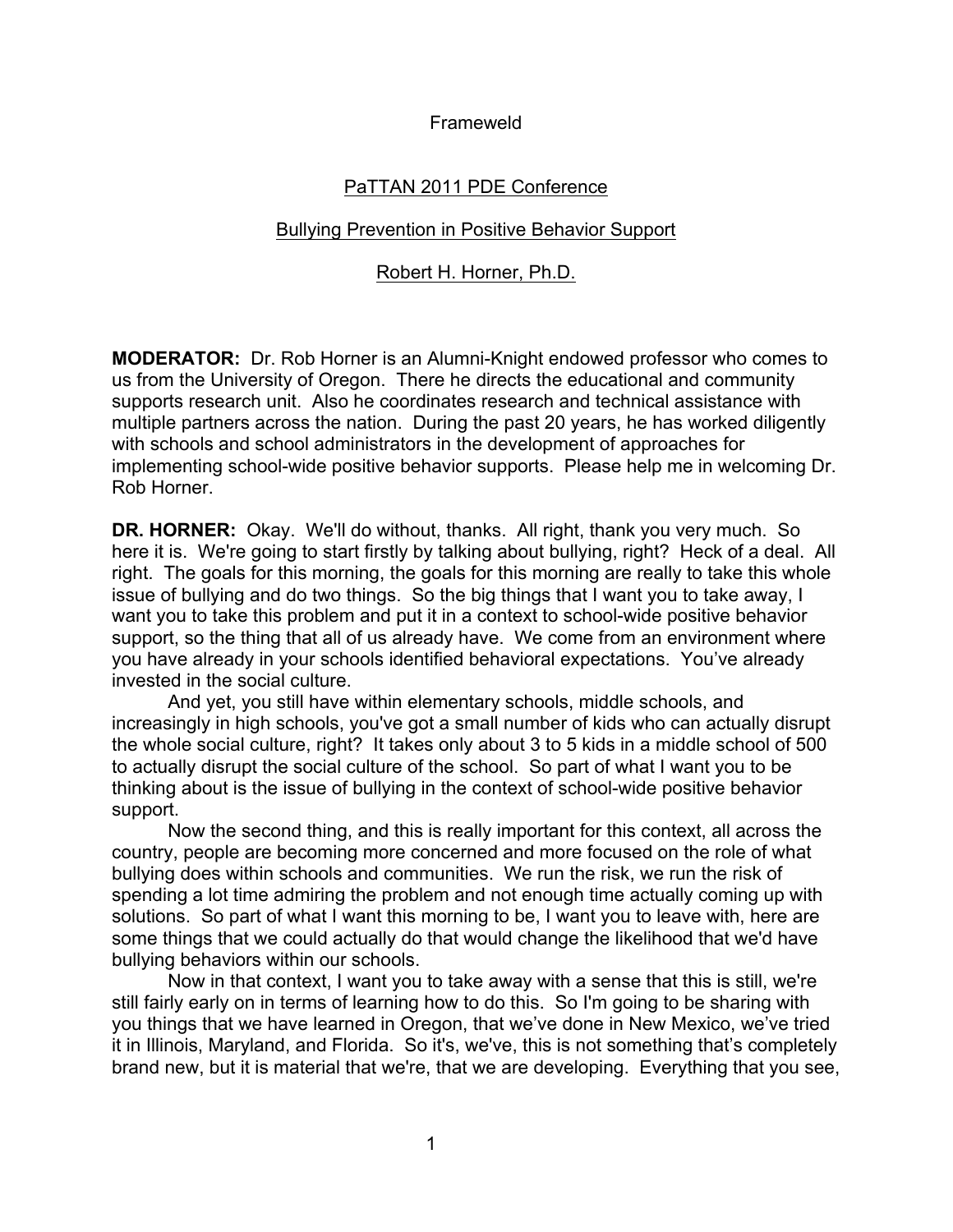Frameweld

PaTTAN 2011 PDE Conference

Bullying Prevention in Positive Behavior Support

Robert H. Horner, Ph.D.

**MODERATOR:** Dr. Rob Horner is an Alumni-Knight endowed professor who comes to us from the University of Oregon. There he directs the educational and community supports research unit. Also he coordinates research and technical assistance with multiple partners across the nation. During the past 20 years, he has worked diligently with schools and school administrators in the development of approaches for implementing school-wide positive behavior supports. Please help me in welcoming Dr. Rob Horner.

**DR. HORNER:** Okay. We'll do without, thanks. All right, thank you very much. So here it is. We're going to start firstly by talking about bullying, right? Heck of a deal. All right. The goals for this morning, the goals for this morning are really to take this whole issue of bullying and do two things. So the big things that I want you to take away, I want you to take this problem and put it in a context to school-wide positive behavior support, so the thing that all of us already have. We come from an environment where you have already in your schools identified behavioral expectations. You've already invested in the social culture.

And yet, you still have within elementary schools, middle schools, and increasingly in high schools, you've got a small number of kids who can actually disrupt the whole social culture, right? It takes only about 3 to 5 kids in a middle school of 500 to actually disrupt the social culture of the school. So part of what I want you to be thinking about is the issue of bullying in the context of school-wide positive behavior support.

Now the second thing, and this is really important for this context, all across the country, people are becoming more concerned and more focused on the role of what bullying does within schools and communities. We run the risk, we run the risk of spending a lot time admiring the problem and not enough time actually coming up with solutions. So part of what I want this morning to be, I want you to leave with, here are some things that we could actually do that would change the likelihood that we'd have bullying behaviors within our schools.

Now in that context, I want you to take away with a sense that this is still, we're still fairly early on in terms of learning how to do this. So I'm going to be sharing with you things that we have learned in Oregon, that we've done in New Mexico, we've tried it in Illinois, Maryland, and Florida. So it's, we've, this is not something that's completely brand new, but it is material that we're, that we are developing. Everything that you see,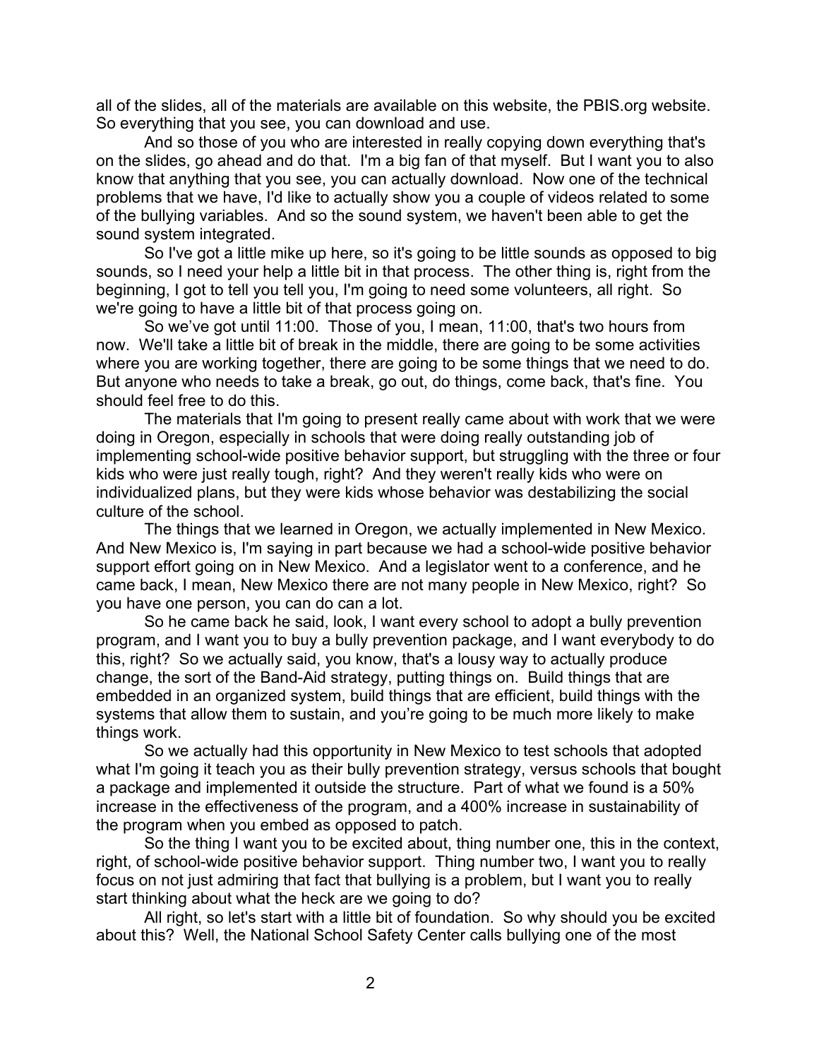all of the slides, all of the materials are available on this website, the PBIS.org website. So everything that you see, you can download and use.

And so those of you who are interested in really copying down everything that's on the slides, go ahead and do that. I'm a big fan of that myself. But I want you to also know that anything that you see, you can actually download. Now one of the technical problems that we have, I'd like to actually show you a couple of videos related to some of the bullying variables. And so the sound system, we haven't been able to get the sound system integrated.

So I've got a little mike up here, so it's going to be little sounds as opposed to big sounds, so I need your help a little bit in that process. The other thing is, right from the beginning, I got to tell you tell you, I'm going to need some volunteers, all right. So we're going to have a little bit of that process going on.

So we've got until 11:00. Those of you, I mean, 11:00, that's two hours from now. We'll take a little bit of break in the middle, there are going to be some activities where you are working together, there are going to be some things that we need to do. But anyone who needs to take a break, go out, do things, come back, that's fine. You should feel free to do this.

The materials that I'm going to present really came about with work that we were doing in Oregon, especially in schools that were doing really outstanding job of implementing school-wide positive behavior support, but struggling with the three or four kids who were just really tough, right? And they weren't really kids who were on individualized plans, but they were kids whose behavior was destabilizing the social culture of the school.

The things that we learned in Oregon, we actually implemented in New Mexico. And New Mexico is, I'm saying in part because we had a school-wide positive behavior support effort going on in New Mexico. And a legislator went to a conference, and he came back, I mean, New Mexico there are not many people in New Mexico, right? So you have one person, you can do can a lot.

So he came back he said, look, I want every school to adopt a bully prevention program, and I want you to buy a bully prevention package, and I want everybody to do this, right? So we actually said, you know, that's a lousy way to actually produce change, the sort of the Band-Aid strategy, putting things on. Build things that are embedded in an organized system, build things that are efficient, build things with the systems that allow them to sustain, and you're going to be much more likely to make things work.

So we actually had this opportunity in New Mexico to test schools that adopted what I'm going it teach you as their bully prevention strategy, versus schools that bought a package and implemented it outside the structure. Part of what we found is a 50% increase in the effectiveness of the program, and a 400% increase in sustainability of the program when you embed as opposed to patch.

So the thing I want you to be excited about, thing number one, this in the context, right, of school-wide positive behavior support. Thing number two, I want you to really focus on not just admiring that fact that bullying is a problem, but I want you to really start thinking about what the heck are we going to do?

All right, so let's start with a little bit of foundation. So why should you be excited about this? Well, the National School Safety Center calls bullying one of the most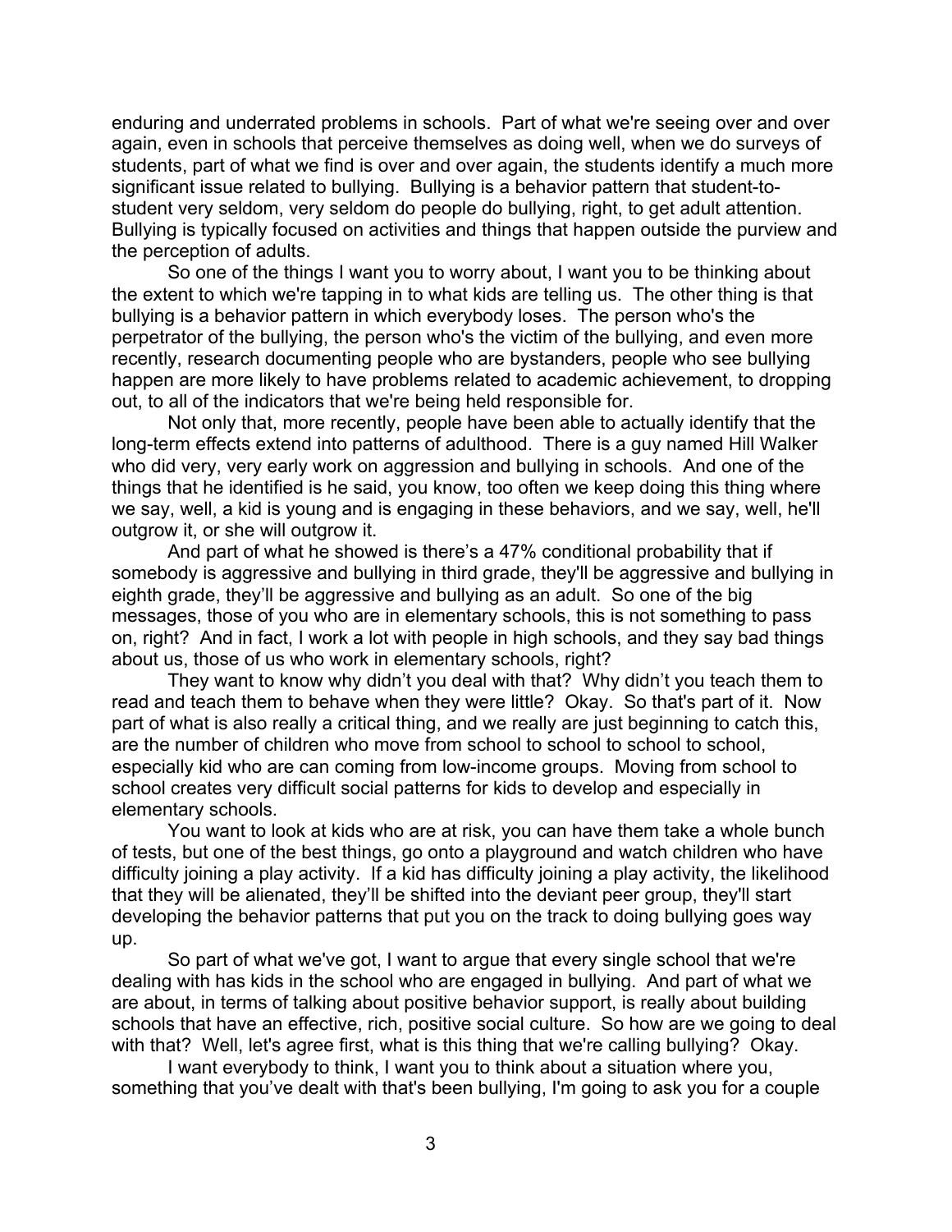enduring and underrated problems in schools. Part of what we're seeing over and over again, even in schools that perceive themselves as doing well, when we do surveys of students, part of what we find is over and over again, the students identify a much more significant issue related to bullying. Bullying is a behavior pattern that student-to-student very seldom, very seldom do people do bullying, right, to get adult attention. Bullying is typically focused on activities and things that happen outside the purview and the perception of adults.

So one of the things I want you to worry about, I want you to be thinking about the extent to which we're tapping in to what kids are telling us. The other thing is that bullying is a behavior pattern in which everybody loses. The person who's the perpetrator of the bullying, the person who's the victim of the bullying, and even more recently, research documenting people who are bystanders, people who see bullying happen are more likely to have problems related to academic achievement, to dropping out, to all of the indicators that we're being held responsible for.

Not only that, more recently, people have been able to actually identify that the long-term effects extend into patterns of adulthood. There is a guy named Hill Walker who did very, very early work on aggression and bullying in schools. And one of the things that he identified is he said, you know, too often we keep doing this thing where we say, well, a kid is young and is engaging in these behaviors, and we say, well, he'll outgrow it, or she will outgrow it.

And part of what he showed is there's a 47% conditional probability that if somebody is aggressive and bullying in third grade, they'll be aggressive and bullying in eighth grade, they'll be aggressive and bullying as an adult. So one of the big messages, those of you who are in elementary schools, this is not something to pass on, right? And in fact, I work a lot with people in high schools, and they say bad things about us, those of us who work in elementary schools, right?

They want to know why didn't you deal with that? Why didn't you teach them to read and teach them to behave when they were little? Okay. So that's part of it. Now part of what is also really a critical thing, and we really are just beginning to catch this, are the number of children who move from school to school to school to school, especially kid who are can coming from low-income groups. Moving from school to school creates very difficult social patterns for kids to develop and especially in elementary schools.

You want to look at kids who are at risk, you can have them take a whole bunch of tests, but one of the best things, go onto a playground and watch children who have difficulty joining a play activity. If a kid has difficulty joining a play activity, the likelihood that they will be alienated, they'll be shifted into the deviant peer group, they'll start developing the behavior patterns that put you on the track to doing bullying goes way up.

So part of what we've got, I want to argue that every single school that we're dealing with has kids in the school who are engaged in bullying. And part of what we are about, in terms of talking about positive behavior support, is really about building schools that have an effective, rich, positive social culture. So how are we going to deal with that? Well, let's agree first, what is this thing that we're calling bullying? Okay.

I want everybody to think, I want you to think about a situation where you, something that you've dealt with that's been bullying, I'm going to ask you for a couple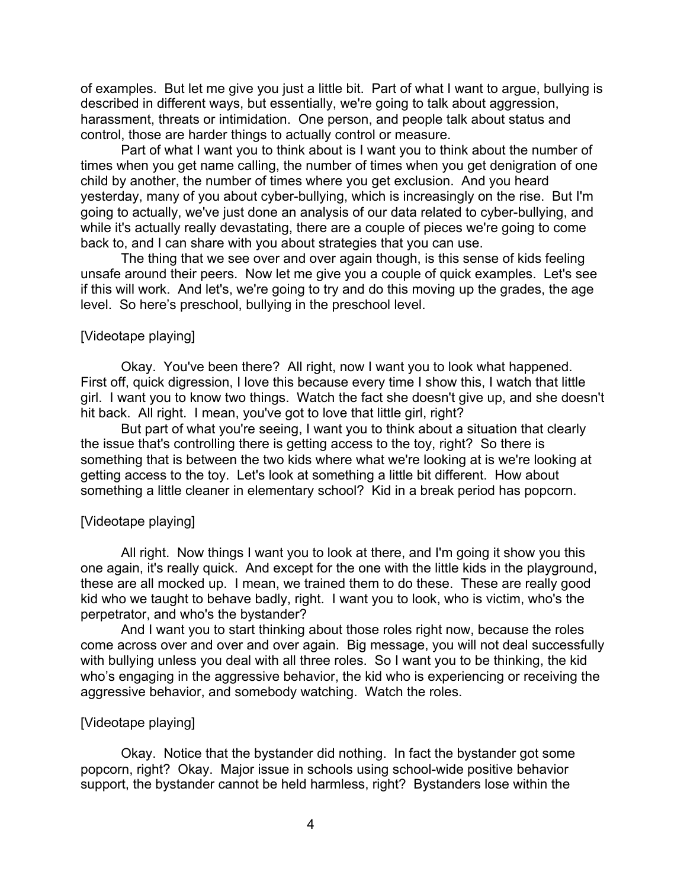of examples. But let me give you just a little bit. Part of what I want to argue, bullying is described in different ways, but essentially, we're going to talk about aggression, harassment, threats or intimidation. One person, and people talk about status and control, those are harder things to actually control or measure.

Part of what I want you to think about is I want you to think about the number of times when you get name calling, the number of times when you get denigration of one child by another, the number of times where you get exclusion. And you heard yesterday, many of you about cyber-bullying, which is increasingly on the rise. But I'm going to actually, we've just done an analysis of our data related to cyber-bullying, and while it's actually really devastating, there are a couple of pieces we're going to come back to, and I can share with you about strategies that you can use.

The thing that we see over and over again though, is this sense of kids feeling unsafe around their peers. Now let me give you a couple of quick examples. Let's see if this will work. And let's, we're going to try and do this moving up the grades, the age level. So here's preschool, bullying in the preschool level.

[Videotape playing]

Okay. You've been there? All right, now I want you to look what happened. First off, quick digression, I love this because every time I show this, I watch that little girl. I want you to know two things. Watch the fact she doesn't give up, and she doesn't hit back. All right. I mean, you've got to love that little girl, right?

But part of what you're seeing, I want you to think about a situation that clearly the issue that's controlling there is getting access to the toy, right? So there is something that is between the two kids where what we're looking at is we're looking at getting access to the toy. Let's look at something a little bit different. How about something a little cleaner in elementary school? Kid in a break period has popcorn.

[Videotape playing]

All right. Now things I want you to look at there, and I'm going it show you this one again, it's really quick. And except for the one with the little kids in the playground, these are all mocked up. I mean, we trained them to do these. These are really good kid who we taught to behave badly, right. I want you to look, who is victim, who's the perpetrator, and who's the bystander?

And I want you to start thinking about those roles right now, because the roles come across over and over and over again. Big message, you will not deal successfully with bullying unless you deal with all three roles. So I want you to be thinking, the kid who's engaging in the aggressive behavior, the kid who is experiencing or receiving the aggressive behavior, and somebody watching. Watch the roles.

[Videotape playing]

Okay. Notice that the bystander did nothing. In fact the bystander got some popcorn, right? Okay. Major issue in schools using school-wide positive behavior support, the bystander cannot be held harmless, right? Bystanders lose within the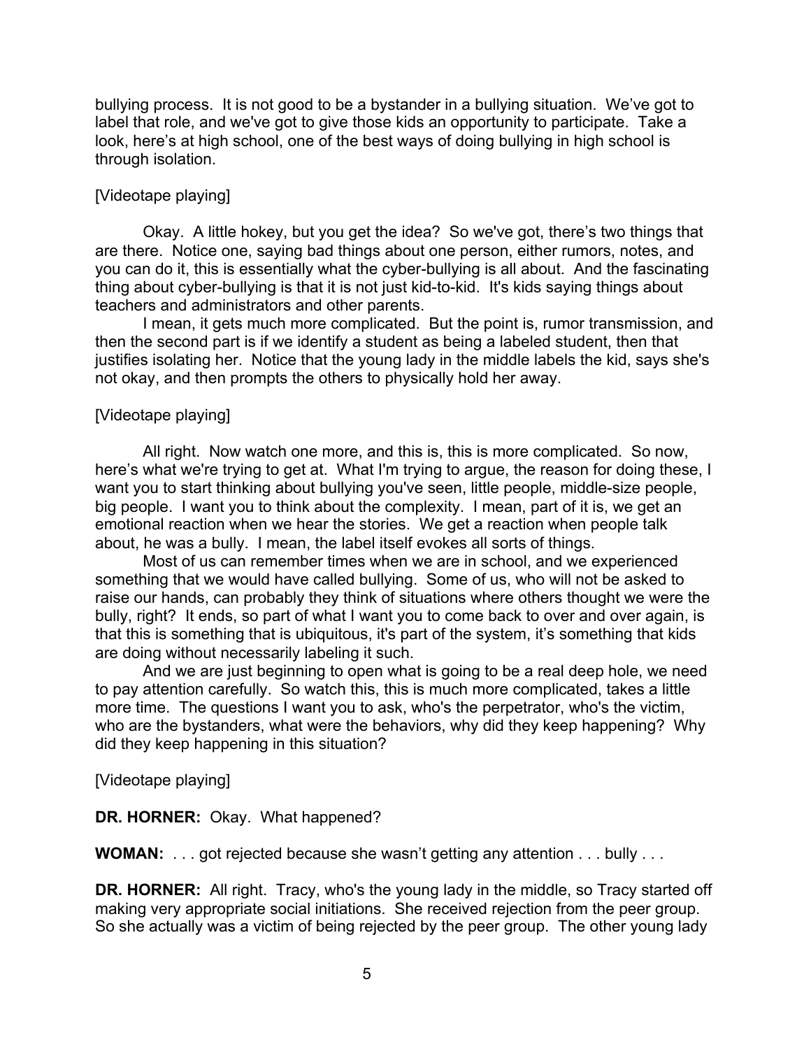bullying process. It is not good to be a bystander in a bullying situation. We've got to label that role, and we've got to give those kids an opportunity to participate. Take a look, here's at high school, one of the best ways of doing bullying in high school is through isolation.

[Videotape playing]

Okay. A little hokey, but you get the idea? So we've got, there's two things that are there. Notice one, saying bad things about one person, either rumors, notes, and you can do it, this is essentially what the cyber-bullying is all about. And the fascinating thing about cyber-bullying is that it is not just kid-to-kid. It's kids saying things about teachers and administrators and other parents.

I mean, it gets much more complicated. But the point is, rumor transmission, and then the second part is if we identify a student as being a labeled student, then that justifies isolating her. Notice that the young lady in the middle labels the kid, says she's not okay, and then prompts the others to physically hold her away.

[Videotape playing]

All right. Now watch one more, and this is, this is more complicated. So now, here's what we're trying to get at. What I'm trying to argue, the reason for doing these, I want you to start thinking about bullying you've seen, little people, middle-size people, big people. I want you to think about the complexity. I mean, part of it is, we get an emotional reaction when we hear the stories. We get a reaction when people talk about, he was a bully. I mean, the label itself evokes all sorts of things.

Most of us can remember times when we are in school, and we experienced something that we would have called bullying. Some of us, who will not be asked to raise our hands, can probably they think of situations where others thought we were the bully, right? It ends, so part of what I want you to come back to over and over again, is that this is something that is ubiquitous, it's part of the system, it's something that kids are doing without necessarily labeling it such.

And we are just beginning to open what is going to be a real deep hole, we need to pay attention carefully. So watch this, this is much more complicated, takes a little more time. The questions I want you to ask, who's the perpetrator, who's the victim, who are the bystanders, what were the behaviors, why did they keep happening? Why did they keep happening in this situation?

[Videotape playing]

**DR. HORNER:** Okay. What happened?

**WOMAN:** . . . got rejected because she wasn't getting any attention . . . bully . . .

**DR. HORNER:** All right. Tracy, who's the young lady in the middle, so Tracy started off making very appropriate social initiations. She received rejection from the peer group. So she actually was a victim of being rejected by the peer group. The other young lady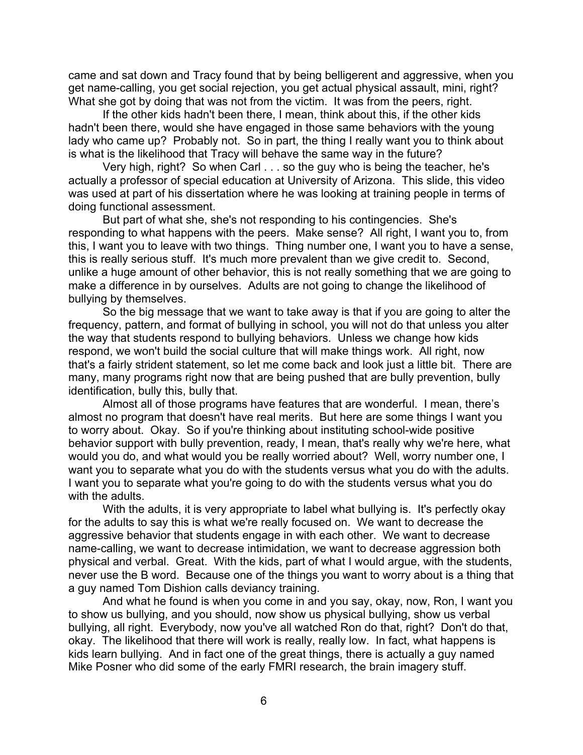came and sat down and Tracy found that by being belligerent and aggressive, when you get name-calling, you get social rejection, you get actual physical assault, mini, right? What she got by doing that was not from the victim. It was from the peers, right.

If the other kids hadn't been there, I mean, think about this, if the other kids hadn't been there, would she have engaged in those same behaviors with the young lady who came up? Probably not. So in part, the thing I really want you to think about is what is the likelihood that Tracy will behave the same way in the future?

Very high, right? So when Carl . . . so the guy who is being the teacher, he's actually a professor of special education at University of Arizona. This slide, this video was used at part of his dissertation where he was looking at training people in terms of doing functional assessment.

But part of what she, she's not responding to his contingencies. She's responding to what happens with the peers. Make sense? All right, I want you to, from this, I want you to leave with two things. Thing number one, I want you to have a sense, this is really serious stuff. It's much more prevalent than we give credit to. Second, unlike a huge amount of other behavior, this is not really something that we are going to make a difference in by ourselves. Adults are not going to change the likelihood of bullying by themselves.

So the big message that we want to take away is that if you are going to alter the frequency, pattern, and format of bullying in school, you will not do that unless you alter the way that students respond to bullying behaviors. Unless we change how kids respond, we won't build the social culture that will make things work. All right, now that's a fairly strident statement, so let me come back and look just a little bit. There are many, many programs right now that are being pushed that are bully prevention, bully identification, bully this, bully that.

Almost all of those programs have features that are wonderful. I mean, there's almost no program that doesn't have real merits. But here are some things I want you to worry about. Okay. So if you're thinking about instituting school-wide positive behavior support with bully prevention, ready, I mean, that's really why we're here, what would you do, and what would you be really worried about? Well, worry number one, I want you to separate what you do with the students versus what you do with the adults. I want you to separate what you're going to do with the students versus what you do with the adults.

With the adults, it is very appropriate to label what bullying is. It's perfectly okay for the adults to say this is what we're really focused on. We want to decrease the aggressive behavior that students engage in with each other. We want to decrease name-calling, we want to decrease intimidation, we want to decrease aggression both physical and verbal. Great. With the kids, part of what I would argue, with the students, never use the B word. Because one of the things you want to worry about is a thing that a guy named Tom Dishion calls deviancy training.

And what he found is when you come in and you say, okay, now, Ron, I want you to show us bullying, and you should, now show us physical bullying, show us verbal bullying, all right. Everybody, now you've all watched Ron do that, right? Don't do that, okay. The likelihood that there will work is really, really low. In fact, what happens is kids learn bullying. And in fact one of the great things, there is actually a guy named Mike Posner who did some of the early FMRI research, the brain imagery stuff.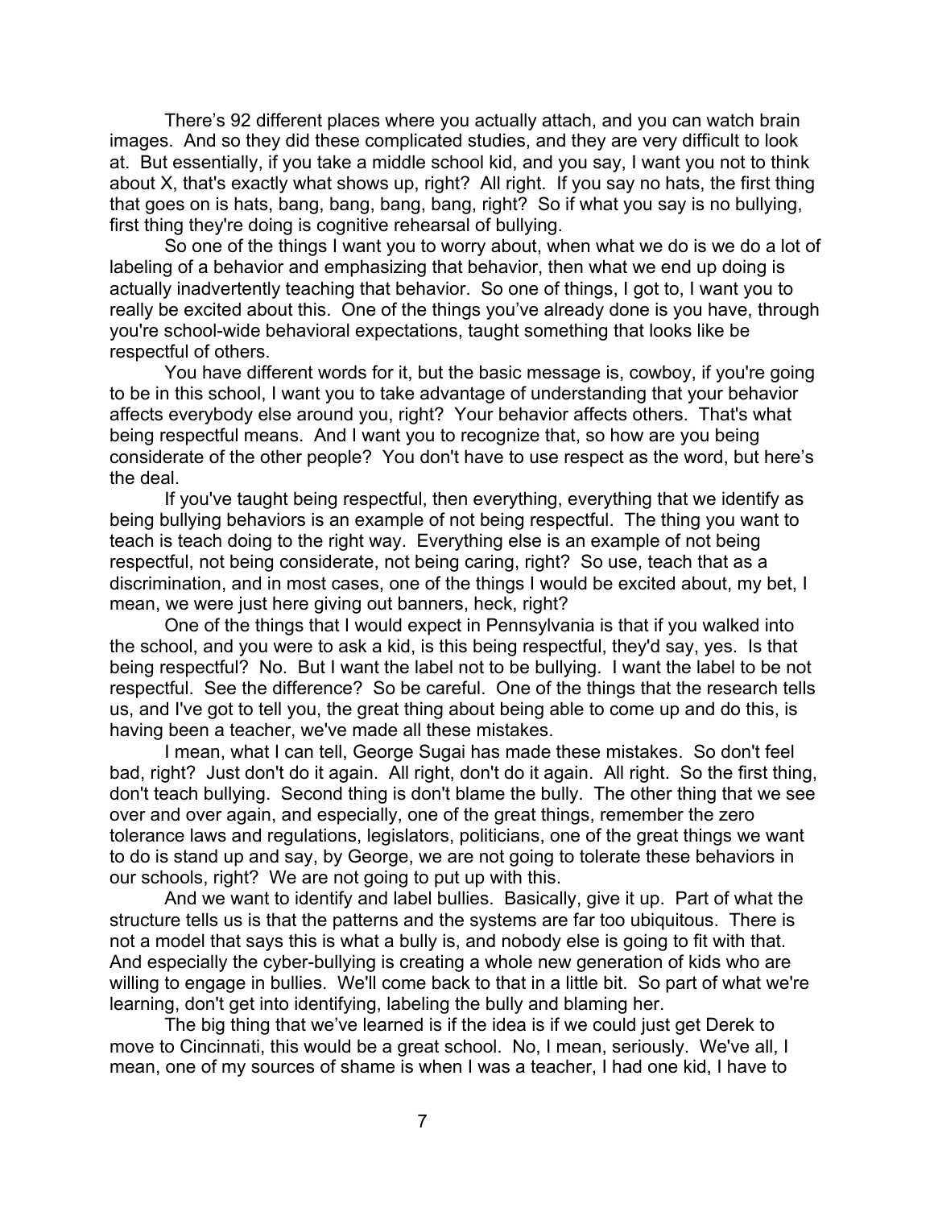There's 92 different places where you actually attach, and you can watch brain images. And so they did these complicated studies, and they are very difficult to look at. But essentially, if you take a middle school kid, and you say, I want you not to think about X, that's exactly what shows up, right? All right. If you say no hats, the first thing that goes on is hats, bang, bang, bang, bang, right? So if what you say is no bullying, first thing they're doing is cognitive rehearsal of bullying.

So one of the things I want you to worry about, when what we do is we do a lot of labeling of a behavior and emphasizing that behavior, then what we end up doing is actually inadvertently teaching that behavior. So one of things, I got to, I want you to really be excited about this. One of the things you've already done is you have, through you're school-wide behavioral expectations, taught something that looks like be respectful of others.

You have different words for it, but the basic message is, cowboy, if you're going to be in this school, I want you to take advantage of understanding that your behavior affects everybody else around you, right? Your behavior affects others. That's what being respectful means. And I want you to recognize that, so how are you being considerate of the other people? You don't have to use respect as the word, but here's the deal.

If you've taught being respectful, then everything, everything that we identify as being bullying behaviors is an example of not being respectful. The thing you want to teach is teach doing to the right way. Everything else is an example of not being respectful, not being considerate, not being caring, right? So use, teach that as a discrimination, and in most cases, one of the things I would be excited about, my bet, I mean, we were just here giving out banners, heck, right?

One of the things that I would expect in Pennsylvania is that if you walked into the school, and you were to ask a kid, is this being respectful, they'd say, yes. Is that being respectful? No. But I want the label not to be bullying. I want the label to be not respectful. See the difference? So be careful. One of the things that the research tells us, and I've got to tell you, the great thing about being able to come up and do this, is having been a teacher, we've made all these mistakes.

I mean, what I can tell, George Sugai has made these mistakes. So don't feel bad, right? Just don't do it again. All right, don't do it again. All right. So the first thing, don't teach bullying. Second thing is don't blame the bully. The other thing that we see over and over again, and especially, one of the great things, remember the zero tolerance laws and regulations, legislators, politicians, one of the great things we want to do is stand up and say, by George, we are not going to tolerate these behaviors in our schools, right? We are not going to put up with this.

And we want to identify and label bullies. Basically, give it up. Part of what the structure tells us is that the patterns and the systems are far too ubiquitous. There is not a model that says this is what a bully is, and nobody else is going to fit with that. And especially the cyber-bullying is creating a whole new generation of kids who are willing to engage in bullies. We'll come back to that in a little bit. So part of what we're learning, don't get into identifying, labeling the bully and blaming her.

The big thing that we've learned is if the idea is if we could just get Derek to move to Cincinnati, this would be a great school. No, I mean, seriously. We've all, I mean, one of my sources of shame is when I was a teacher, I had one kid, I have to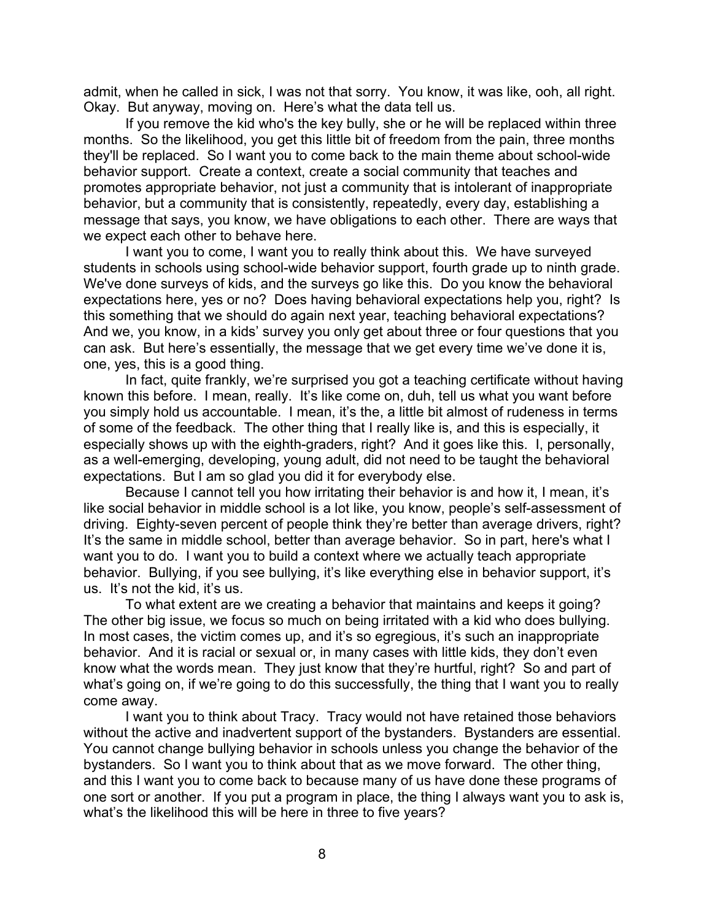admit, when he called in sick, I was not that sorry. You know, it was like, ooh, all right. Okay. But anyway, moving on. Here's what the data tell us.

If you remove the kid who's the key bully, she or he will be replaced within three months. So the likelihood, you get this little bit of freedom from the pain, three months they'll be replaced. So I want you to come back to the main theme about school-wide behavior support. Create a context, create a social community that teaches and promotes appropriate behavior, not just a community that is intolerant of inappropriate behavior, but a community that is consistently, repeatedly, every day, establishing a message that says, you know, we have obligations to each other. There are ways that we expect each other to behave here.

I want you to come, I want you to really think about this. We have surveyed students in schools using school-wide behavior support, fourth grade up to ninth grade. We've done surveys of kids, and the surveys go like this. Do you know the behavioral expectations here, yes or no? Does having behavioral expectations help you, right? Is this something that we should do again next year, teaching behavioral expectations? And we, you know, in a kids' survey you only get about three or four questions that you can ask. But here's essentially, the message that we get every time we've done it is, one, yes, this is a good thing.

In fact, quite frankly, we're surprised you got a teaching certificate without having known this before. I mean, really. It's like come on, duh, tell us what you want before you simply hold us accountable. I mean, it's the, a little bit almost of rudeness in terms of some of the feedback. The other thing that I really like is, and this is especially, it especially shows up with the eighth-graders, right? And it goes like this. I, personally, as a well-emerging, developing, young adult, did not need to be taught the behavioral expectations. But I am so glad you did it for everybody else.

Because I cannot tell you how irritating their behavior is and how it, I mean, it's like social behavior in middle school is a lot like, you know, people's self-assessment of driving. Eighty-seven percent of people think they're better than average drivers, right? It's the same in middle school, better than average behavior. So in part, here's what I want you to do. I want you to build a context where we actually teach appropriate behavior. Bullying, if you see bullying, it's like everything else in behavior support, it's us. It's not the kid, it's us.

To what extent are we creating a behavior that maintains and keeps it going? The other big issue, we focus so much on being irritated with a kid who does bullying. In most cases, the victim comes up, and it's so egregious, it's such an inappropriate behavior. And it is racial or sexual or, in many cases with little kids, they don't even know what the words mean. They just know that they're hurtful, right? So and part of what's going on, if we're going to do this successfully, the thing that I want you to really come away.

I want you to think about Tracy. Tracy would not have retained those behaviors without the active and inadvertent support of the bystanders. Bystanders are essential. You cannot change bullying behavior in schools unless you change the behavior of the bystanders. So I want you to think about that as we move forward. The other thing, and this I want you to come back to because many of us have done these programs of one sort or another. If you put a program in place, the thing I always want you to ask is, what's the likelihood this will be here in three to five years?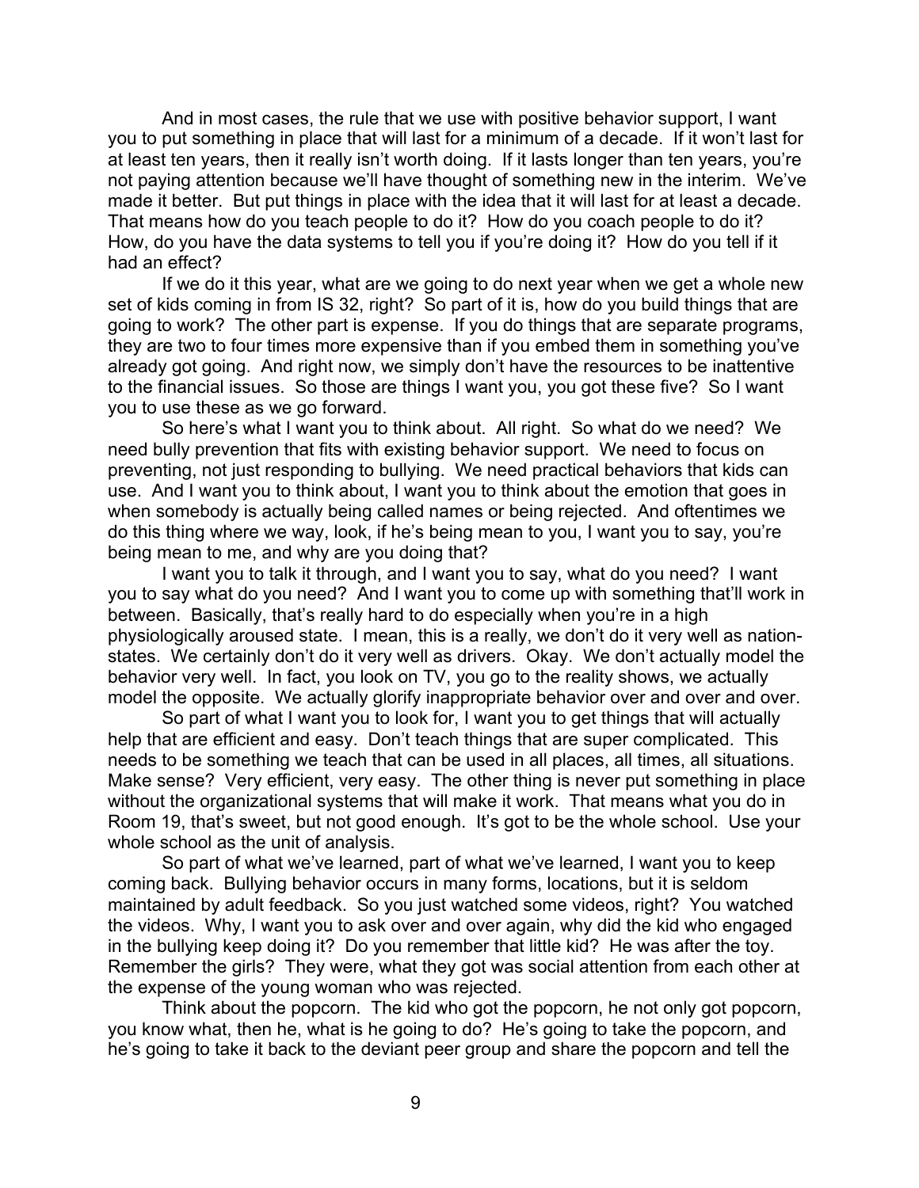And in most cases, the rule that we use with positive behavior support, I want you to put something in place that will last for a minimum of a decade. If it won't last for at least ten years, then it really isn't worth doing. If it lasts longer than ten years, you're not paying attention because we'll have thought of something new in the interim. We've made it better. But put things in place with the idea that it will last for at least a decade. That means how do you teach people to do it? How do you coach people to do it? How, do you have the data systems to tell you if you're doing it? How do you tell if it had an effect?

If we do it this year, what are we going to do next year when we get a whole new set of kids coming in from IS 32, right? So part of it is, how do you build things that are going to work? The other part is expense. If you do things that are separate programs, they are two to four times more expensive than if you embed them in something you've already got going. And right now, we simply don't have the resources to be inattentive to the financial issues. So those are things I want you, you got these five? So I want you to use these as we go forward.

So here's what I want you to think about. All right. So what do we need? We need bully prevention that fits with existing behavior support. We need to focus on preventing, not just responding to bullying. We need practical behaviors that kids can use. And I want you to think about, I want you to think about the emotion that goes in when somebody is actually being called names or being rejected. And oftentimes we do this thing where we way, look, if he's being mean to you, I want you to say, you're being mean to me, and why are you doing that?

I want you to talk it through, and I want you to say, what do you need? I want you to say what do you need? And I want you to come up with something that'll work in between. Basically, that's really hard to do especially when you're in a high physiologically aroused state. I mean, this is a really, we don't do it very well as nation-states. We certainly don't do it very well as drivers. Okay. We don't actually model the behavior very well. In fact, you look on TV, you go to the reality shows, we actually model the opposite. We actually glorify inappropriate behavior over and over and over.

So part of what I want you to look for, I want you to get things that will actually help that are efficient and easy. Don't teach things that are super complicated. This needs to be something we teach that can be used in all places, all times, all situations. Make sense? Very efficient, very easy. The other thing is never put something in place without the organizational systems that will make it work. That means what you do in Room 19, that's sweet, but not good enough. It's got to be the whole school. Use your whole school as the unit of analysis.

So part of what we've learned, part of what we've learned, I want you to keep coming back. Bullying behavior occurs in many forms, locations, but it is seldom maintained by adult feedback. So you just watched some videos, right? You watched the videos. Why, I want you to ask over and over again, why did the kid who engaged in the bullying keep doing it? Do you remember that little kid? He was after the toy. Remember the girls? They were, what they got was social attention from each other at the expense of the young woman who was rejected.

Think about the popcorn. The kid who got the popcorn, he not only got popcorn, you know what, then he, what is he going to do? He's going to take the popcorn, and he's going to take it back to the deviant peer group and share the popcorn and tell the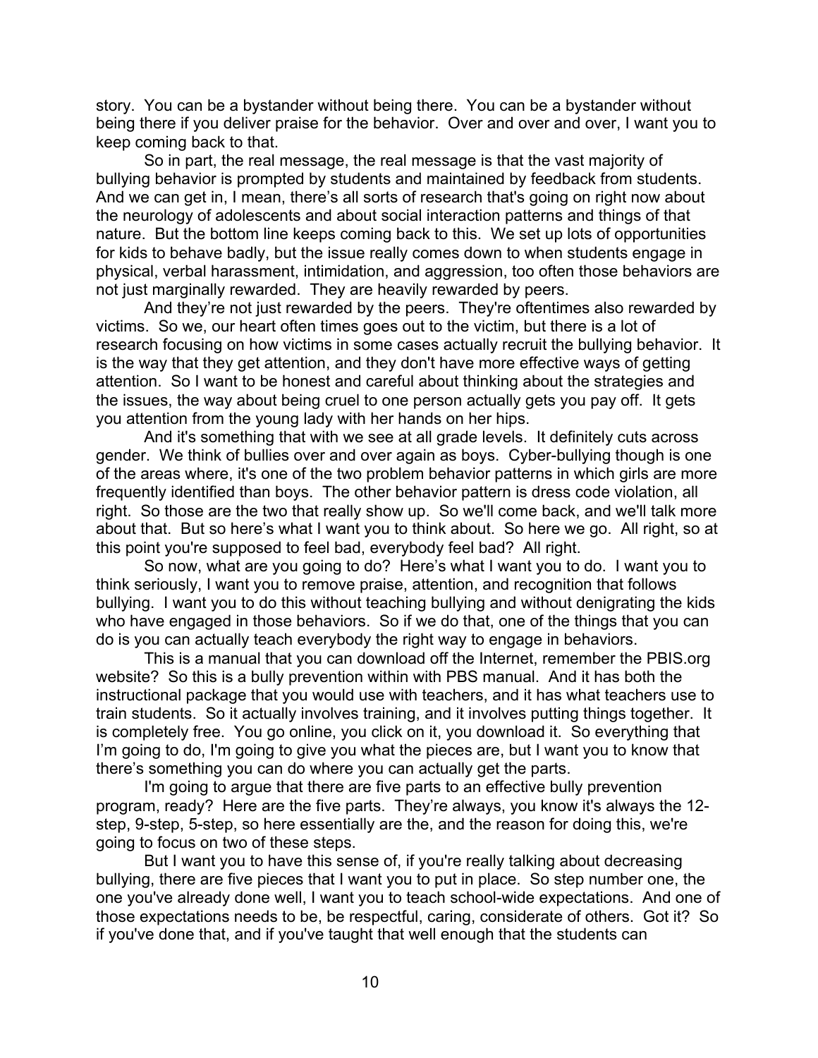story. You can be a bystander without being there. You can be a bystander without being there if you deliver praise for the behavior. Over and over and over, I want you to keep coming back to that.

So in part, the real message, the real message is that the vast majority of bullying behavior is prompted by students and maintained by feedback from students. And we can get in, I mean, there's all sorts of research that's going on right now about the neurology of adolescents and about social interaction patterns and things of that nature. But the bottom line keeps coming back to this. We set up lots of opportunities for kids to behave badly, but the issue really comes down to when students engage in physical, verbal harassment, intimidation, and aggression, too often those behaviors are not just marginally rewarded. They are heavily rewarded by peers.

And they're not just rewarded by the peers. They're oftentimes also rewarded by victims. So we, our heart often times goes out to the victim, but there is a lot of research focusing on how victims in some cases actually recruit the bullying behavior. It is the way that they get attention, and they don't have more effective ways of getting attention. So I want to be honest and careful about thinking about the strategies and the issues, the way about being cruel to one person actually gets you pay off. It gets you attention from the young lady with her hands on her hips.

And it's something that with we see at all grade levels. It definitely cuts across gender. We think of bullies over and over again as boys. Cyber-bullying though is one of the areas where, it's one of the two problem behavior patterns in which girls are more frequently identified than boys. The other behavior pattern is dress code violation, all right. So those are the two that really show up. So we'll come back, and we'll talk more about that. But so here's what I want you to think about. So here we go. All right, so at this point you're supposed to feel bad, everybody feel bad? All right.

So now, what are you going to do? Here's what I want you to do. I want you to think seriously, I want you to remove praise, attention, and recognition that follows bullying. I want you to do this without teaching bullying and without denigrating the kids who have engaged in those behaviors. So if we do that, one of the things that you can do is you can actually teach everybody the right way to engage in behaviors.

This is a manual that you can download off the Internet, remember the PBIS.org website? So this is a bully prevention within with PBS manual. And it has both the instructional package that you would use with teachers, and it has what teachers use to train students. So it actually involves training, and it involves putting things together. It is completely free. You go online, you click on it, you download it. So everything that I'm going to do, I'm going to give you what the pieces are, but I want you to know that there's something you can do where you can actually get the parts.

I'm going to argue that there are five parts to an effective bully prevention program, ready? Here are the five parts. They're always, you know it's always the 12-step, 9-step, 5-step, so here essentially are the, and the reason for doing this, we're going to focus on two of these steps.

But I want you to have this sense of, if you're really talking about decreasing bullying, there are five pieces that I want you to put in place. So step number one, the one you've already done well, I want you to teach school-wide expectations. And one of those expectations needs to be, be respectful, caring, considerate of others. Got it? So if you've done that, and if you've taught that well enough that the students can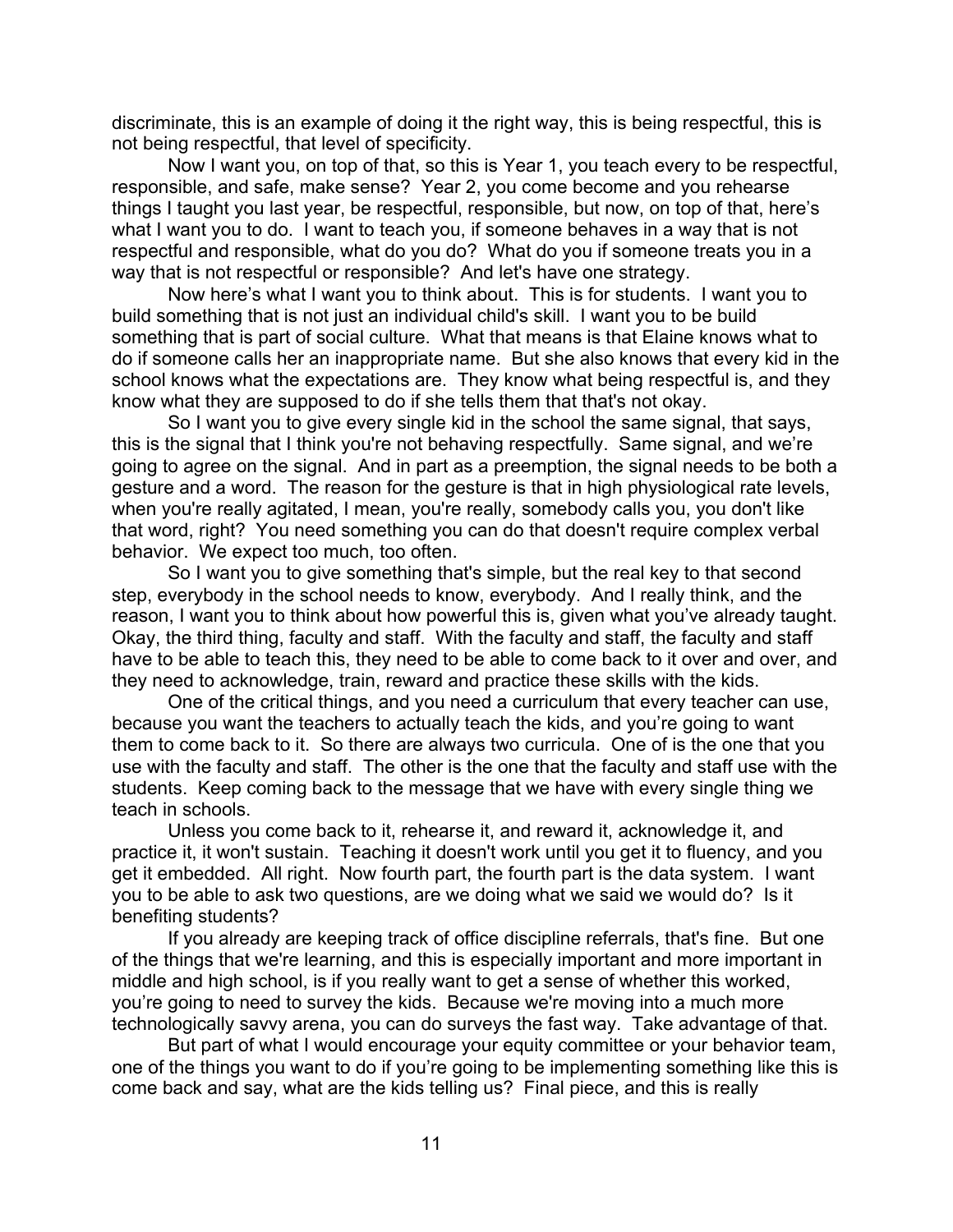discriminate, this is an example of doing it the right way, this is being respectful, this is not being respectful, that level of specificity.

Now I want you, on top of that, so this is Year 1, you teach every to be respectful, responsible, and safe, make sense? Year 2, you come become and you rehearse things I taught you last year, be respectful, responsible, but now, on top of that, here's what I want you to do. I want to teach you, if someone behaves in a way that is not respectful and responsible, what do you do? What do you if someone treats you in a way that is not respectful or responsible? And let's have one strategy.

Now here's what I want you to think about. This is for students. I want you to build something that is not just an individual child's skill. I want you to be build something that is part of social culture. What that means is that Elaine knows what to do if someone calls her an inappropriate name. But she also knows that every kid in the school knows what the expectations are. They know what being respectful is, and they know what they are supposed to do if she tells them that that's not okay.

So I want you to give every single kid in the school the same signal, that says, this is the signal that I think you're not behaving respectfully. Same signal, and we're going to agree on the signal. And in part as a preemption, the signal needs to be both a gesture and a word. The reason for the gesture is that in high physiological rate levels, when you're really agitated, I mean, you're really, somebody calls you, you don't like that word, right? You need something you can do that doesn't require complex verbal behavior. We expect too much, too often.

So I want you to give something that's simple, but the real key to that second step, everybody in the school needs to know, everybody. And I really think, and the reason, I want you to think about how powerful this is, given what you've already taught. Okay, the third thing, faculty and staff. With the faculty and staff, the faculty and staff have to be able to teach this, they need to be able to come back to it over and over, and they need to acknowledge, train, reward and practice these skills with the kids.

One of the critical things, and you need a curriculum that every teacher can use, because you want the teachers to actually teach the kids, and you're going to want them to come back to it. So there are always two curricula. One of is the one that you use with the faculty and staff. The other is the one that the faculty and staff use with the students. Keep coming back to the message that we have with every single thing we teach in schools.

Unless you come back to it, rehearse it, and reward it, acknowledge it, and practice it, it won't sustain. Teaching it doesn't work until you get it to fluency, and you get it embedded. All right. Now fourth part, the fourth part is the data system. I want you to be able to ask two questions, are we doing what we said we would do? Is it benefiting students?

If you already are keeping track of office discipline referrals, that's fine. But one of the things that we're learning, and this is especially important and more important in middle and high school, is if you really want to get a sense of whether this worked, you're going to need to survey the kids. Because we're moving into a much more technologically savvy arena, you can do surveys the fast way. Take advantage of that.

But part of what I would encourage your equity committee or your behavior team, one of the things you want to do if you're going to be implementing something like this is come back and say, what are the kids telling us? Final piece, and this is really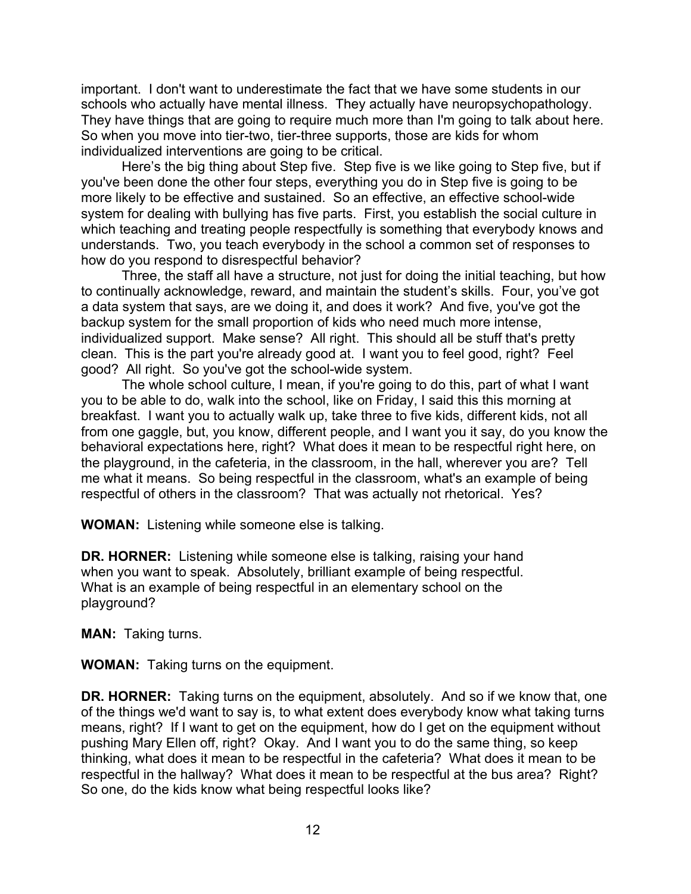important. I don't want to underestimate the fact that we have some students in our schools who actually have mental illness. They actually have neuropsychopathology. They have things that are going to require much more than I'm going to talk about here. So when you move into tier-two, tier-three supports, those are kids for whom individualized interventions are going to be critical.

Here's the big thing about Step five. Step five is we like going to Step five, but if you've been done the other four steps, everything you do in Step five is going to be more likely to be effective and sustained. So an effective, an effective school-wide system for dealing with bullying has five parts. First, you establish the social culture in which teaching and treating people respectfully is something that everybody knows and understands. Two, you teach everybody in the school a common set of responses to how do you respond to disrespectful behavior?

Three, the staff all have a structure, not just for doing the initial teaching, but how to continually acknowledge, reward, and maintain the student's skills. Four, you've got a data system that says, are we doing it, and does it work? And five, you've got the backup system for the small proportion of kids who need much more intense, individualized support. Make sense? All right. This should all be stuff that's pretty clean. This is the part you're already good at. I want you to feel good, right? Feel good? All right. So you've got the school-wide system.

The whole school culture, I mean, if you're going to do this, part of what I want you to be able to do, walk into the school, like on Friday, I said this this morning at breakfast. I want you to actually walk up, take three to five kids, different kids, not all from one gaggle, but, you know, different people, and I want you it say, do you know the behavioral expectations here, right? What does it mean to be respectful right here, on the playground, in the cafeteria, in the classroom, in the hall, wherever you are? Tell me what it means. So being respectful in the classroom, what's an example of being respectful of others in the classroom? That was actually not rhetorical. Yes?

**WOMAN:** Listening while someone else is talking.

**DR. HORNER:** Listening while someone else is talking, raising your hand when you want to speak. Absolutely, brilliant example of being respectful. What is an example of being respectful in an elementary school on the playground?

**MAN:** Taking turns.

**WOMAN:** Taking turns on the equipment.

**DR. HORNER:** Taking turns on the equipment, absolutely. And so if we know that, one of the things we'd want to say is, to what extent does everybody know what taking turns means, right? If I want to get on the equipment, how do I get on the equipment without pushing Mary Ellen off, right? Okay. And I want you to do the same thing, so keep thinking, what does it mean to be respectful in the cafeteria? What does it mean to be respectful in the hallway? What does it mean to be respectful at the bus area? Right? So one, do the kids know what being respectful looks like?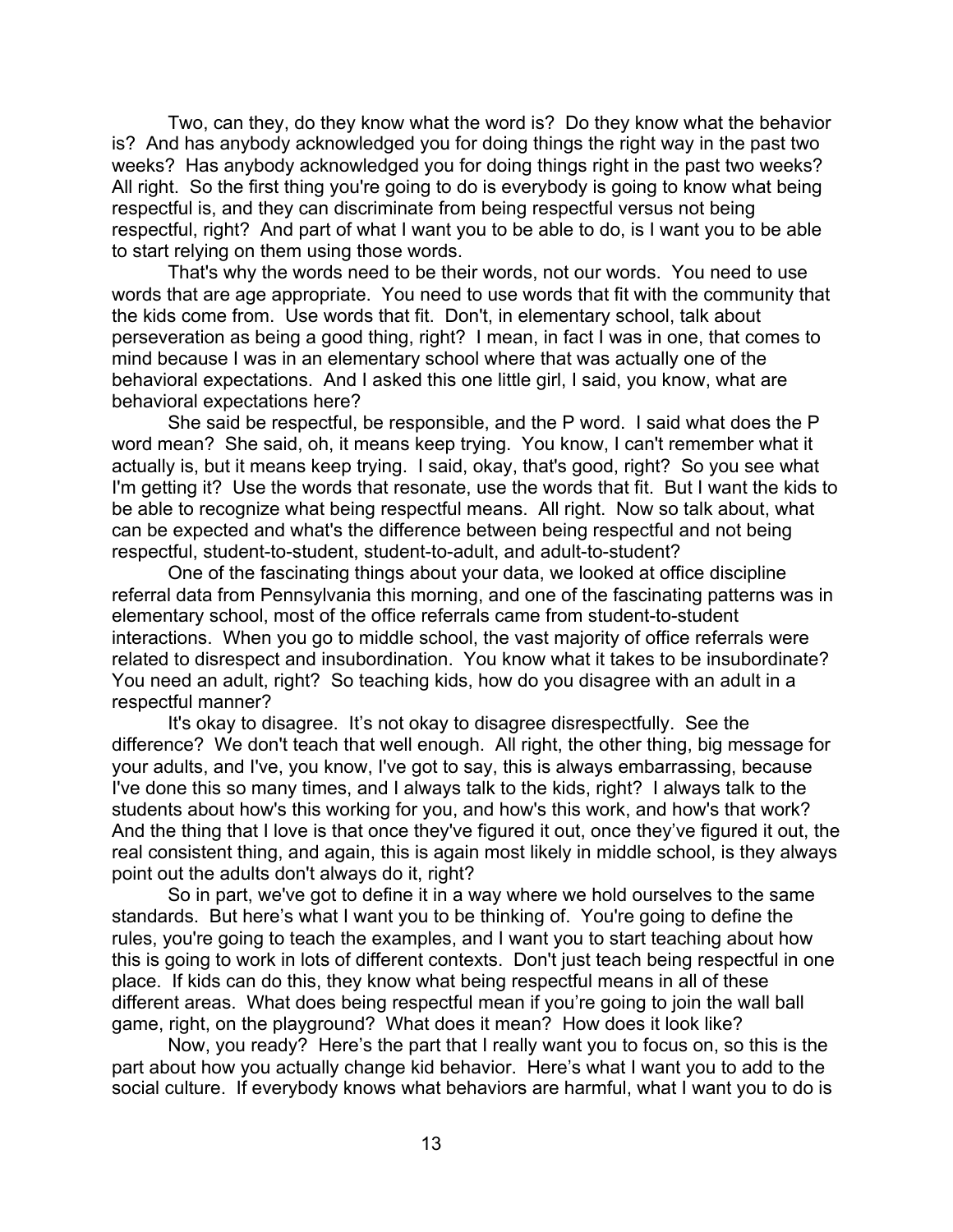Two, can they, do they know what the word is? Do they know what the behavior is? And has anybody acknowledged you for doing things the right way in the past two weeks? Has anybody acknowledged you for doing things right in the past two weeks? All right. So the first thing you're going to do is everybody is going to know what being respectful is, and they can discriminate from being respectful versus not being respectful, right? And part of what I want you to be able to do, is I want you to be able to start relying on them using those words.

That's why the words need to be their words, not our words. You need to use words that are age appropriate. You need to use words that fit with the community that the kids come from. Use words that fit. Don't, in elementary school, talk about perseveration as being a good thing, right? I mean, in fact I was in one, that comes to mind because I was in an elementary school where that was actually one of the behavioral expectations. And I asked this one little girl, I said, you know, what are behavioral expectations here?

She said be respectful, be responsible, and the P word. I said what does the P word mean? She said, oh, it means keep trying. You know, I can't remember what it actually is, but it means keep trying. I said, okay, that's good, right? So you see what I'm getting it? Use the words that resonate, use the words that fit. But I want the kids to be able to recognize what being respectful means. All right. Now so talk about, what can be expected and what's the difference between being respectful and not being respectful, student-to-student, student-to-adult, and adult-to-student?

One of the fascinating things about your data, we looked at office discipline referral data from Pennsylvania this morning, and one of the fascinating patterns was in elementary school, most of the office referrals came from student-to-student interactions. When you go to middle school, the vast majority of office referrals were related to disrespect and insubordination. You know what it takes to be insubordinate? You need an adult, right? So teaching kids, how do you disagree with an adult in a respectful manner?

It's okay to disagree. It's not okay to disagree disrespectfully. See the difference? We don't teach that well enough. All right, the other thing, big message for your adults, and I've, you know, I've got to say, this is always embarrassing, because I've done this so many times, and I always talk to the kids, right? I always talk to the students about how's this working for you, and how's this work, and how's that work? And the thing that I love is that once they've figured it out, once they've figured it out, the real consistent thing, and again, this is again most likely in middle school, is they always point out the adults don't always do it, right?

So in part, we've got to define it in a way where we hold ourselves to the same standards. But here's what I want you to be thinking of. You're going to define the rules, you're going to teach the examples, and I want you to start teaching about how this is going to work in lots of different contexts. Don't just teach being respectful in one place. If kids can do this, they know what being respectful means in all of these different areas. What does being respectful mean if you're going to join the wall ball game, right, on the playground? What does it mean? How does it look like?

Now, you ready? Here's the part that I really want you to focus on, so this is the part about how you actually change kid behavior. Here's what I want you to add to the social culture. If everybody knows what behaviors are harmful, what I want you to do is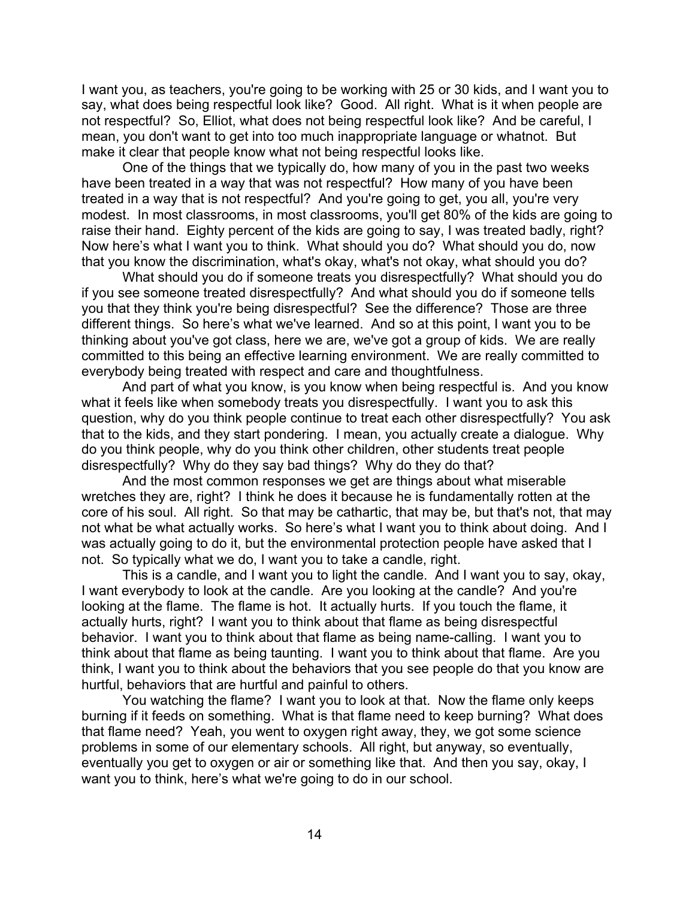I want you, as teachers, you're going to be working with 25 or 30 kids, and I want you to say, what does being respectful look like? Good. All right. What is it when people are not respectful? So, Elliot, what does not being respectful look like? And be careful, I mean, you don't want to get into too much inappropriate language or whatnot. But make it clear that people know what not being respectful looks like.

One of the things that we typically do, how many of you in the past two weeks have been treated in a way that was not respectful? How many of you have been treated in a way that is not respectful? And you're going to get, you all, you're very modest. In most classrooms, in most classrooms, you'll get 80% of the kids are going to raise their hand. Eighty percent of the kids are going to say, I was treated badly, right? Now here's what I want you to think. What should you do? What should you do, now that you know the discrimination, what's okay, what's not okay, what should you do?

What should you do if someone treats you disrespectfully? What should you do if you see someone treated disrespectfully? And what should you do if someone tells you that they think you're being disrespectful? See the difference? Those are three different things. So here's what we've learned. And so at this point, I want you to be thinking about you've got class, here we are, we've got a group of kids. We are really committed to this being an effective learning environment. We are really committed to everybody being treated with respect and care and thoughtfulness.

And part of what you know, is you know when being respectful is. And you know what it feels like when somebody treats you disrespectfully. I want you to ask this question, why do you think people continue to treat each other disrespectfully? You ask that to the kids, and they start pondering. I mean, you actually create a dialogue. Why do you think people, why do you think other children, other students treat people disrespectfully? Why do they say bad things? Why do they do that?

And the most common responses we get are things about what miserable wretches they are, right? I think he does it because he is fundamentally rotten at the core of his soul. All right. So that may be cathartic, that may be, but that's not, that may not what be what actually works. So here's what I want you to think about doing. And I was actually going to do it, but the environmental protection people have asked that I not. So typically what we do, I want you to take a candle, right.

This is a candle, and I want you to light the candle. And I want you to say, okay, I want everybody to look at the candle. Are you looking at the candle? And you're looking at the flame. The flame is hot. It actually hurts. If you touch the flame, it actually hurts, right? I want you to think about that flame as being disrespectful behavior. I want you to think about that flame as being name-calling. I want you to think about that flame as being taunting. I want you to think about that flame. Are you think, I want you to think about the behaviors that you see people do that you know are hurtful, behaviors that are hurtful and painful to others.

You watching the flame? I want you to look at that. Now the flame only keeps burning if it feeds on something. What is that flame need to keep burning? What does that flame need? Yeah, you went to oxygen right away, they, we got some science problems in some of our elementary schools. All right, but anyway, so eventually, eventually you get to oxygen or air or something like that. And then you say, okay, I want you to think, here's what we're going to do in our school.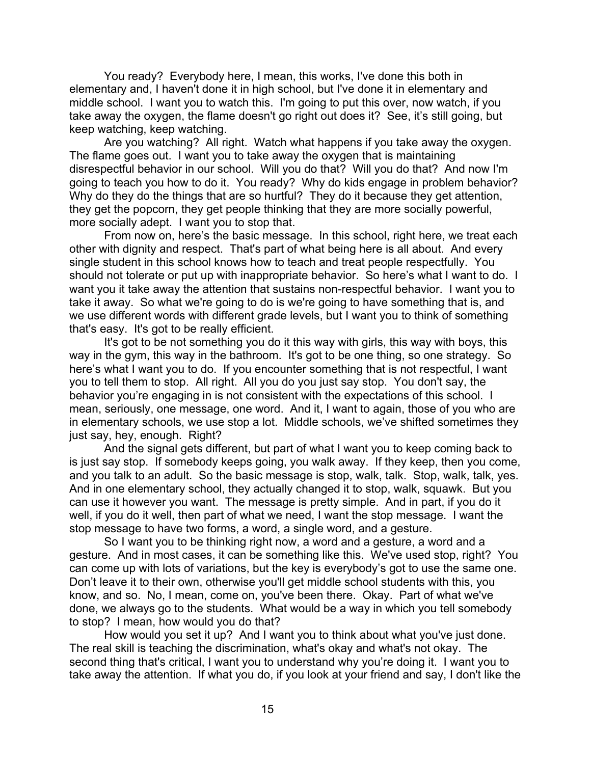You ready? Everybody here, I mean, this works, I've done this both in elementary and, I haven't done it in high school, but I've done it in elementary and middle school. I want you to watch this. I'm going to put this over, now watch, if you take away the oxygen, the flame doesn't go right out does it? See, it's still going, but keep watching, keep watching.

Are you watching? All right. Watch what happens if you take away the oxygen. The flame goes out. I want you to take away the oxygen that is maintaining disrespectful behavior in our school. Will you do that? Will you do that? And now I'm going to teach you how to do it. You ready? Why do kids engage in problem behavior? Why do they do the things that are so hurtful? They do it because they get attention, they get the popcorn, they get people thinking that they are more socially powerful, more socially adept. I want you to stop that.

From now on, here's the basic message. In this school, right here, we treat each other with dignity and respect. That's part of what being here is all about. And every single student in this school knows how to teach and treat people respectfully. You should not tolerate or put up with inappropriate behavior. So here's what I want to do. I want you it take away the attention that sustains non-respectful behavior. I want you to take it away. So what we're going to do is we're going to have something that is, and we use different words with different grade levels, but I want you to think of something that's easy. It's got to be really efficient.

It's got to be not something you do it this way with girls, this way with boys, this way in the gym, this way in the bathroom. It's got to be one thing, so one strategy. So here's what I want you to do. If you encounter something that is not respectful, I want you to tell them to stop. All right. All you do you just say stop. You don't say, the behavior you're engaging in is not consistent with the expectations of this school. I mean, seriously, one message, one word. And it, I want to again, those of you who are in elementary schools, we use stop a lot. Middle schools, we've shifted sometimes they just say, hey, enough. Right?

And the signal gets different, but part of what I want you to keep coming back to is just say stop. If somebody keeps going, you walk away. If they keep, then you come, and you talk to an adult. So the basic message is stop, walk, talk. Stop, walk, talk, yes. And in one elementary school, they actually changed it to stop, walk, squawk. But you can use it however you want. The message is pretty simple. And in part, if you do it well, if you do it well, then part of what we need, I want the stop message. I want the stop message to have two forms, a word, a single word, and a gesture.

So I want you to be thinking right now, a word and a gesture, a word and a gesture. And in most cases, it can be something like this. We've used stop, right? You can come up with lots of variations, but the key is everybody's got to use the same one. Don't leave it to their own, otherwise you'll get middle school students with this, you know, and so. No, I mean, come on, you've been there. Okay. Part of what we've done, we always go to the students. What would be a way in which you tell somebody to stop? I mean, how would you do that?

How would you set it up? And I want you to think about what you've just done. The real skill is teaching the discrimination, what's okay and what's not okay. The second thing that's critical, I want you to understand why you're doing it. I want you to take away the attention. If what you do, if you look at your friend and say, I don't like the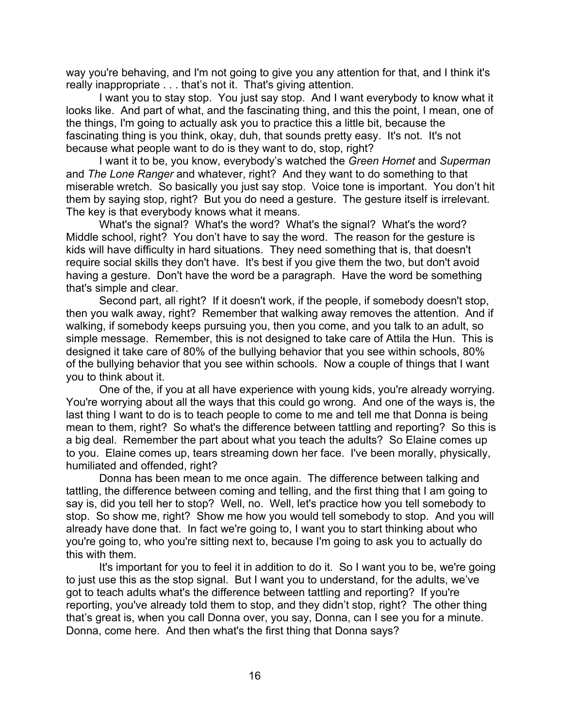way you're behaving, and I'm not going to give you any attention for that, and I think it's really inappropriate . . . that's not it. That's giving attention.

I want you to stay stop. You just say stop. And I want everybody to know what it looks like. And part of what, and the fascinating thing, and this the point, I mean, one of the things, I'm going to actually ask you to practice this a little bit, because the fascinating thing is you think, okay, duh, that sounds pretty easy. It's not. It's not because what people want to do is they want to do, stop, right?

I want it to be, you know, everybody's watched the *Green Hornet* and *Superman* and *The Lone Ranger* and whatever, right? And they want to do something to that miserable wretch. So basically you just say stop. Voice tone is important. You don't hit them by saying stop, right? But you do need a gesture. The gesture itself is irrelevant. The key is that everybody knows what it means.

What's the signal? What's the word? What's the signal? What's the word? Middle school, right? You don't have to say the word. The reason for the gesture is kids will have difficulty in hard situations. They need something that is, that doesn't require social skills they don't have. It's best if you give them the two, but don't avoid having a gesture. Don't have the word be a paragraph. Have the word be something that's simple and clear.

Second part, all right? If it doesn't work, if the people, if somebody doesn't stop, then you walk away, right? Remember that walking away removes the attention. And if walking, if somebody keeps pursuing you, then you come, and you talk to an adult, so simple message. Remember, this is not designed to take care of Attila the Hun. This is designed it take care of 80% of the bullying behavior that you see within schools, 80% of the bullying behavior that you see within schools. Now a couple of things that I want you to think about it.

One of the, if you at all have experience with young kids, you're already worrying. You're worrying about all the ways that this could go wrong. And one of the ways is, the last thing I want to do is to teach people to come to me and tell me that Donna is being mean to them, right? So what's the difference between tattling and reporting? So this is a big deal. Remember the part about what you teach the adults? So Elaine comes up to you. Elaine comes up, tears streaming down her face. I've been morally, physically, humiliated and offended, right?

Donna has been mean to me once again. The difference between talking and tattling, the difference between coming and telling, and the first thing that I am going to say is, did you tell her to stop? Well, no. Well, let's practice how you tell somebody to stop. So show me, right? Show me how you would tell somebody to stop. And you will already have done that. In fact we're going to, I want you to start thinking about who you're going to, who you're sitting next to, because I'm going to ask you to actually do this with them.

It's important for you to feel it in addition to do it. So I want you to be, we're going to just use this as the stop signal. But I want you to understand, for the adults, we've got to teach adults what's the difference between tattling and reporting? If you're reporting, you've already told them to stop, and they didn't stop, right? The other thing that's great is, when you call Donna over, you say, Donna, can I see you for a minute. Donna, come here. And then what's the first thing that Donna says?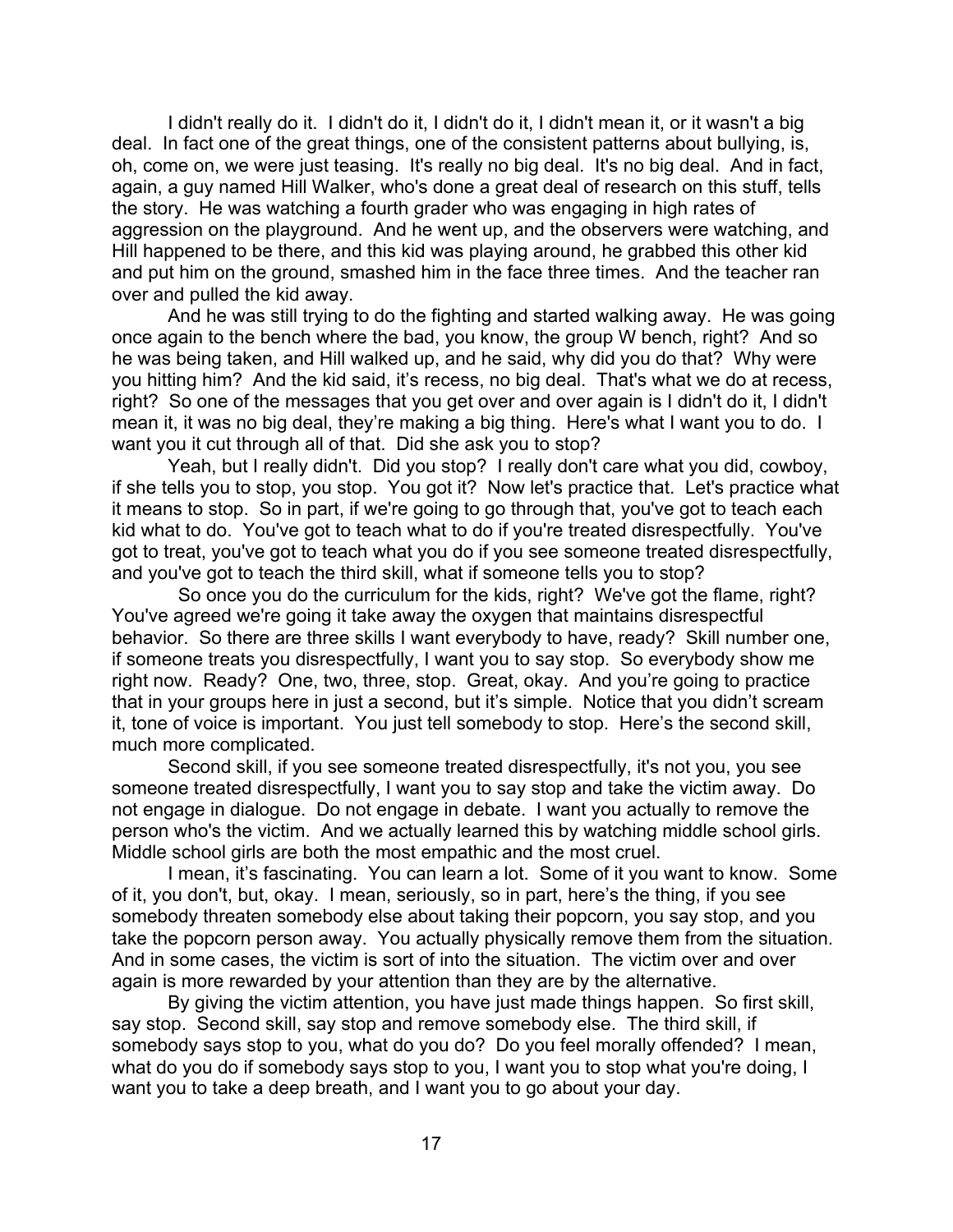I didn't really do it. I didn't do it, I didn't do it, I didn't mean it, or it wasn't a big deal. In fact one of the great things, one of the consistent patterns about bullying, is, oh, come on, we were just teasing. It's really no big deal. It's no big deal. And in fact, again, a guy named Hill Walker, who's done a great deal of research on this stuff, tells the story. He was watching a fourth grader who was engaging in high rates of aggression on the playground. And he went up, and the observers were watching, and Hill happened to be there, and this kid was playing around, he grabbed this other kid and put him on the ground, smashed him in the face three times. And the teacher ran over and pulled the kid away.

And he was still trying to do the fighting and started walking away. He was going once again to the bench where the bad, you know, the group W bench, right? And so he was being taken, and Hill walked up, and he said, why did you do that? Why were you hitting him? And the kid said, it's recess, no big deal. That's what we do at recess, right? So one of the messages that you get over and over again is I didn't do it, I didn't mean it, it was no big deal, they're making a big thing. Here's what I want you to do. I want you it cut through all of that. Did she ask you to stop?

Yeah, but I really didn't. Did you stop? I really don't care what you did, cowboy, if she tells you to stop, you stop. You got it? Now let's practice that. Let's practice what it means to stop. So in part, if we're going to go through that, you've got to teach each kid what to do. You've got to teach what to do if you're treated disrespectfully. You've got to treat, you've got to teach what you do if you see someone treated disrespectfully, and you've got to teach the third skill, what if someone tells you to stop?

So once you do the curriculum for the kids, right? We've got the flame, right? You've agreed we're going it take away the oxygen that maintains disrespectful behavior. So there are three skills I want everybody to have, ready? Skill number one, if someone treats you disrespectfully, I want you to say stop. So everybody show me right now. Ready? One, two, three, stop. Great, okay. And you're going to practice that in your groups here in just a second, but it's simple. Notice that you didn't scream it, tone of voice is important. You just tell somebody to stop. Here's the second skill, much more complicated.

Second skill, if you see someone treated disrespectfully, it's not you, you see someone treated disrespectfully, I want you to say stop and take the victim away. Do not engage in dialogue. Do not engage in debate. I want you actually to remove the person who's the victim. And we actually learned this by watching middle school girls. Middle school girls are both the most empathic and the most cruel.

I mean, it's fascinating. You can learn a lot. Some of it you want to know. Some of it, you don't, but, okay. I mean, seriously, so in part, here's the thing, if you see somebody threaten somebody else about taking their popcorn, you say stop, and you take the popcorn person away. You actually physically remove them from the situation. And in some cases, the victim is sort of into the situation. The victim over and over again is more rewarded by your attention than they are by the alternative.

By giving the victim attention, you have just made things happen. So first skill, say stop. Second skill, say stop and remove somebody else. The third skill, if somebody says stop to you, what do you do? Do you feel morally offended? I mean, what do you do if somebody says stop to you, I want you to stop what you're doing, I want you to take a deep breath, and I want you to go about your day.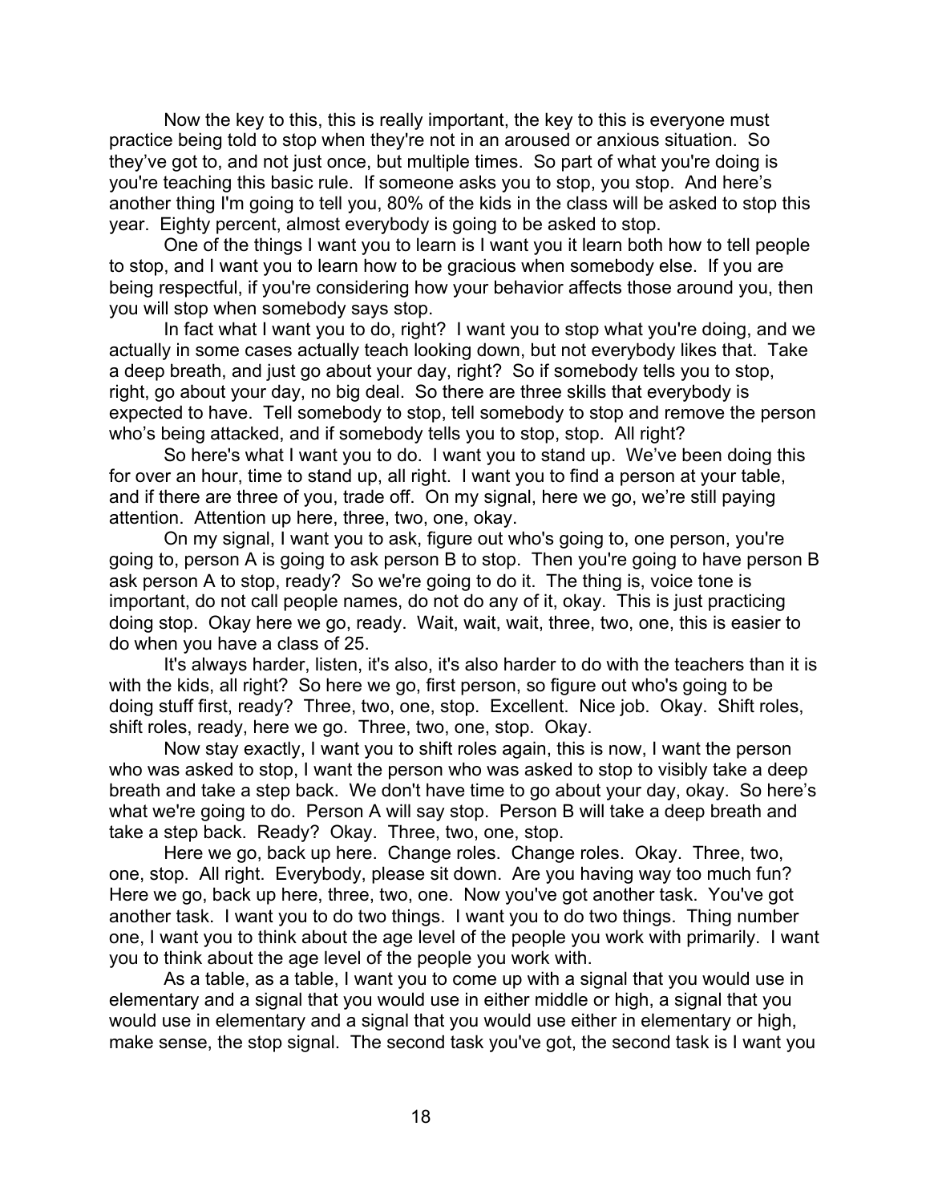Now the key to this, this is really important, the key to this is everyone must practice being told to stop when they're not in an aroused or anxious situation. So they've got to, and not just once, but multiple times. So part of what you're doing is you're teaching this basic rule. If someone asks you to stop, you stop. And here's another thing I'm going to tell you, 80% of the kids in the class will be asked to stop this year. Eighty percent, almost everybody is going to be asked to stop.

One of the things I want you to learn is I want you it learn both how to tell people to stop, and I want you to learn how to be gracious when somebody else. If you are being respectful, if you're considering how your behavior affects those around you, then you will stop when somebody says stop.

In fact what I want you to do, right? I want you to stop what you're doing, and we actually in some cases actually teach looking down, but not everybody likes that. Take a deep breath, and just go about your day, right? So if somebody tells you to stop, right, go about your day, no big deal. So there are three skills that everybody is expected to have. Tell somebody to stop, tell somebody to stop and remove the person who's being attacked, and if somebody tells you to stop, stop. All right?

So here's what I want you to do. I want you to stand up. We've been doing this for over an hour, time to stand up, all right. I want you to find a person at your table, and if there are three of you, trade off. On my signal, here we go, we're still paying attention. Attention up here, three, two, one, okay.

On my signal, I want you to ask, figure out who's going to, one person, you're going to, person A is going to ask person B to stop. Then you're going to have person B ask person A to stop, ready? So we're going to do it. The thing is, voice tone is important, do not call people names, do not do any of it, okay. This is just practicing doing stop. Okay here we go, ready. Wait, wait, wait, three, two, one, this is easier to do when you have a class of 25.

It's always harder, listen, it's also, it's also harder to do with the teachers than it is with the kids, all right? So here we go, first person, so figure out who's going to be doing stuff first, ready? Three, two, one, stop. Excellent. Nice job. Okay. Shift roles, shift roles, ready, here we go. Three, two, one, stop. Okay.

Now stay exactly, I want you to shift roles again, this is now, I want the person who was asked to stop, I want the person who was asked to stop to visibly take a deep breath and take a step back. We don't have time to go about your day, okay. So here's what we're going to do. Person A will say stop. Person B will take a deep breath and take a step back. Ready? Okay. Three, two, one, stop.

Here we go, back up here. Change roles. Change roles. Okay. Three, two, one, stop. All right. Everybody, please sit down. Are you having way too much fun? Here we go, back up here, three, two, one. Now you've got another task. You've got another task. I want you to do two things. I want you to do two things. Thing number one, I want you to think about the age level of the people you work with primarily. I want you to think about the age level of the people you work with.

As a table, as a table, I want you to come up with a signal that you would use in elementary and a signal that you would use in either middle or high, a signal that you would use in elementary and a signal that you would use either in elementary or high, make sense, the stop signal. The second task you've got, the second task is I want you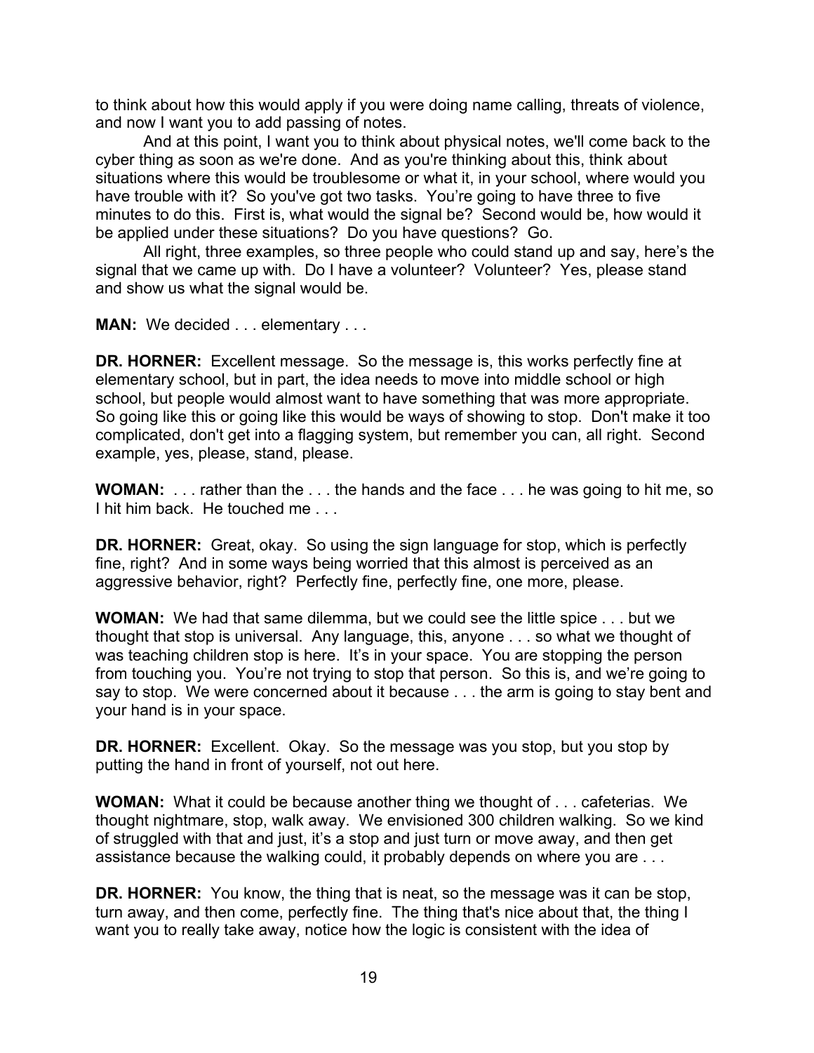to think about how this would apply if you were doing name calling, threats of violence, and now I want you to add passing of notes.

And at this point, I want you to think about physical notes, we'll come back to the cyber thing as soon as we're done. And as you're thinking about this, think about situations where this would be troublesome or what it, in your school, where would you have trouble with it? So you've got two tasks. You're going to have three to five minutes to do this. First is, what would the signal be? Second would be, how would it be applied under these situations? Do you have questions? Go.

All right, three examples, so three people who could stand up and say, here's the signal that we came up with. Do I have a volunteer? Volunteer? Yes, please stand and show us what the signal would be.

**MAN:** We decided . . . elementary . . .

**DR. HORNER:** Excellent message. So the message is, this works perfectly fine at elementary school, but in part, the idea needs to move into middle school or high school, but people would almost want to have something that was more appropriate. So going like this or going like this would be ways of showing to stop. Don't make it too complicated, don't get into a flagging system, but remember you can, all right. Second example, yes, please, stand, please.

**WOMAN:** . . . rather than the . . . the hands and the face . . . he was going to hit me, so I hit him back. He touched me . . .

**DR. HORNER:** Great, okay. So using the sign language for stop, which is perfectly fine, right? And in some ways being worried that this almost is perceived as an aggressive behavior, right? Perfectly fine, perfectly fine, one more, please.

**WOMAN:** We had that same dilemma, but we could see the little spice . . . but we thought that stop is universal. Any language, this, anyone . . . so what we thought of was teaching children stop is here. It's in your space. You are stopping the person from touching you. You're not trying to stop that person. So this is, and we're going to say to stop. We were concerned about it because . . . the arm is going to stay bent and your hand is in your space.

**DR. HORNER:** Excellent. Okay. So the message was you stop, but you stop by putting the hand in front of yourself, not out here.

**WOMAN:** What it could be because another thing we thought of . . . cafeterias. We thought nightmare, stop, walk away. We envisioned 300 children walking. So we kind of struggled with that and just, it's a stop and just turn or move away, and then get assistance because the walking could, it probably depends on where you are . . .

**DR. HORNER:** You know, the thing that is neat, so the message was it can be stop, turn away, and then come, perfectly fine. The thing that's nice about that, the thing I want you to really take away, notice how the logic is consistent with the idea of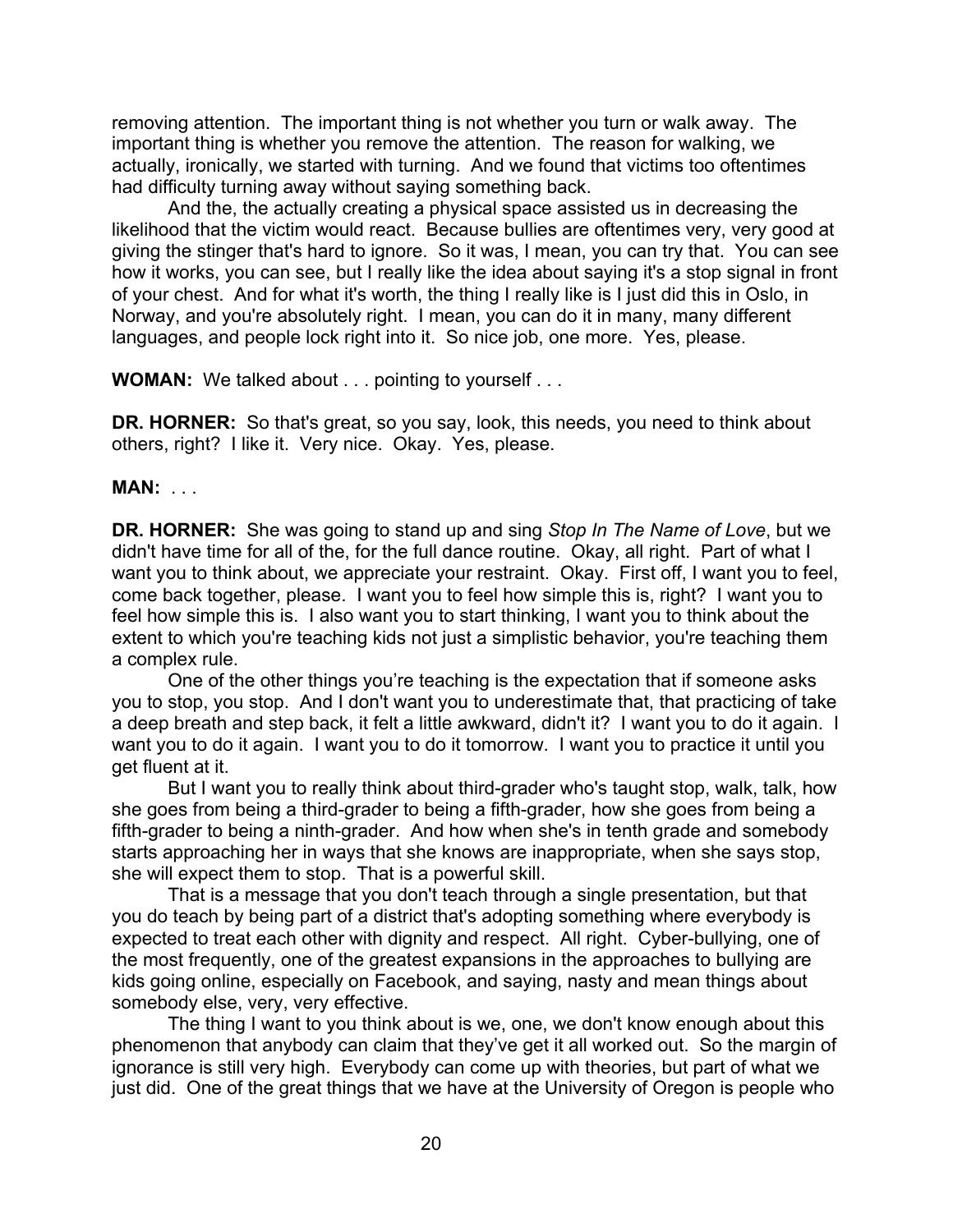removing attention. The important thing is not whether you turn or walk away. The important thing is whether you remove the attention. The reason for walking, we actually, ironically, we started with turning. And we found that victims too oftentimes had difficulty turning away without saying something back.

And the, the actually creating a physical space assisted us in decreasing the likelihood that the victim would react. Because bullies are oftentimes very, very good at giving the stinger that's hard to ignore. So it was, I mean, you can try that. You can see how it works, you can see, but I really like the idea about saying it's a stop signal in front of your chest. And for what it's worth, the thing I really like is I just did this in Oslo, in Norway, and you're absolutely right. I mean, you can do it in many, many different languages, and people lock right into it. So nice job, one more. Yes, please.

**WOMAN:** We talked about . . . pointing to yourself . . .

**DR. HORNER:** So that's great, so you say, look, this needs, you need to think about others, right? I like it. Very nice. Okay. Yes, please.

**MAN:** . . .

**DR. HORNER:** She was going to stand up and sing *Stop In The Name of Love*, but we didn't have time for all of the, for the full dance routine. Okay, all right. Part of what I want you to think about, we appreciate your restraint. Okay. First off, I want you to feel, come back together, please. I want you to feel how simple this is, right? I want you to feel how simple this is. I also want you to start thinking, I want you to think about the extent to which you're teaching kids not just a simplistic behavior, you're teaching them a complex rule.

One of the other things you're teaching is the expectation that if someone asks you to stop, you stop. And I don't want you to underestimate that, that practicing of take a deep breath and step back, it felt a little awkward, didn't it? I want you to do it again. I want you to do it again. I want you to do it tomorrow. I want you to practice it until you get fluent at it.

But I want you to really think about third-grader who's taught stop, walk, talk, how she goes from being a third-grader to being a fifth-grader, how she goes from being a fifth-grader to being a ninth-grader. And how when she's in tenth grade and somebody starts approaching her in ways that she knows are inappropriate, when she says stop, she will expect them to stop. That is a powerful skill.

That is a message that you don't teach through a single presentation, but that you do teach by being part of a district that's adopting something where everybody is expected to treat each other with dignity and respect. All right. Cyber-bullying, one of the most frequently, one of the greatest expansions in the approaches to bullying are kids going online, especially on Facebook, and saying, nasty and mean things about somebody else, very, very effective.

The thing I want to you think about is we, one, we don't know enough about this phenomenon that anybody can claim that they've get it all worked out. So the margin of ignorance is still very high. Everybody can come up with theories, but part of what we just did. One of the great things that we have at the University of Oregon is people who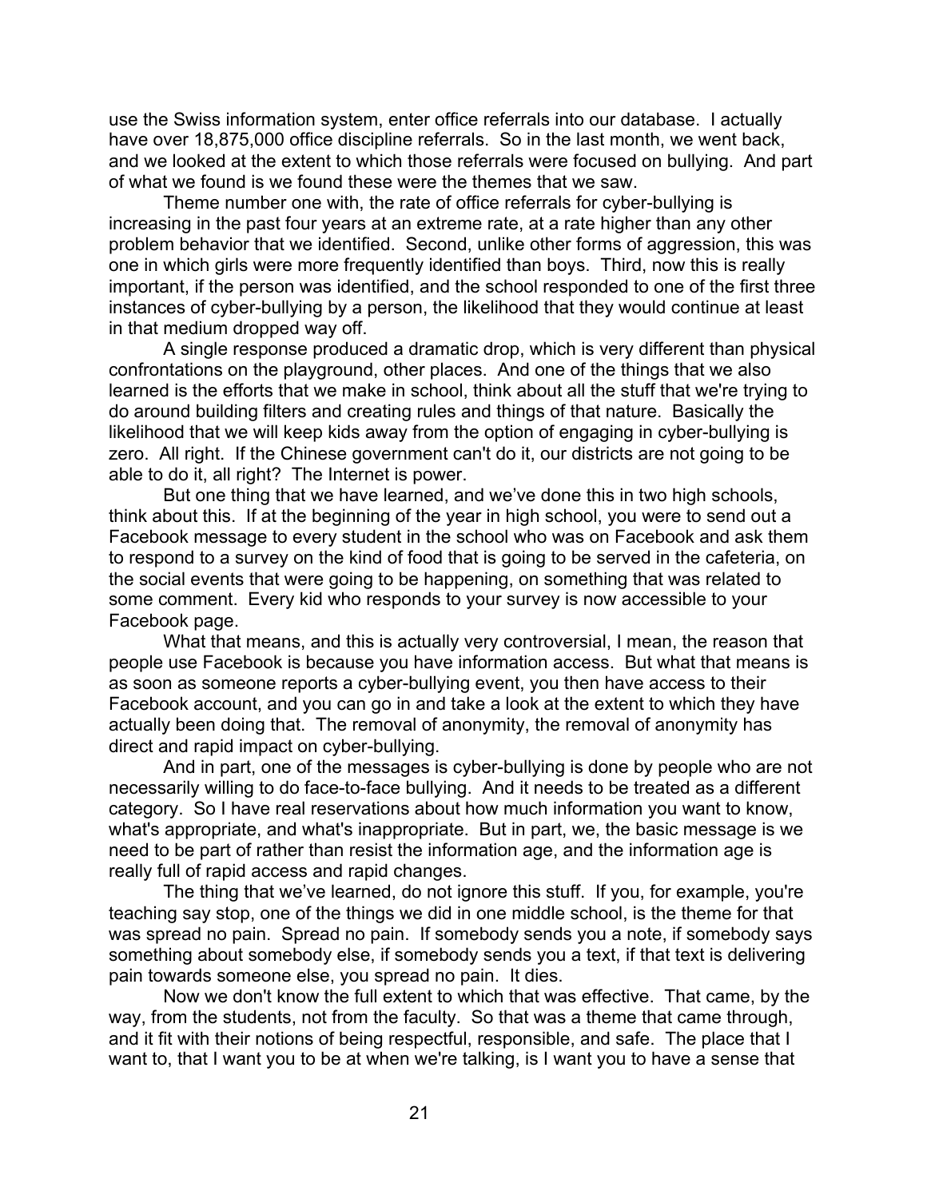use the Swiss information system, enter office referrals into our database. I actually have over 18,875,000 office discipline referrals. So in the last month, we went back, and we looked at the extent to which those referrals were focused on bullying. And part of what we found is we found these were the themes that we saw.

Theme number one with, the rate of office referrals for cyber-bullying is increasing in the past four years at an extreme rate, at a rate higher than any other problem behavior that we identified. Second, unlike other forms of aggression, this was one in which girls were more frequently identified than boys. Third, now this is really important, if the person was identified, and the school responded to one of the first three instances of cyber-bullying by a person, the likelihood that they would continue at least in that medium dropped way off.

A single response produced a dramatic drop, which is very different than physical confrontations on the playground, other places. And one of the things that we also learned is the efforts that we make in school, think about all the stuff that we're trying to do around building filters and creating rules and things of that nature. Basically the likelihood that we will keep kids away from the option of engaging in cyber-bullying is zero. All right. If the Chinese government can't do it, our districts are not going to be able to do it, all right? The Internet is power.

But one thing that we have learned, and we've done this in two high schools, think about this. If at the beginning of the year in high school, you were to send out a Facebook message to every student in the school who was on Facebook and ask them to respond to a survey on the kind of food that is going to be served in the cafeteria, on the social events that were going to be happening, on something that was related to some comment. Every kid who responds to your survey is now accessible to your Facebook page.

What that means, and this is actually very controversial, I mean, the reason that people use Facebook is because you have information access. But what that means is as soon as someone reports a cyber-bullying event, you then have access to their Facebook account, and you can go in and take a look at the extent to which they have actually been doing that. The removal of anonymity, the removal of anonymity has direct and rapid impact on cyber-bullying.

And in part, one of the messages is cyber-bullying is done by people who are not necessarily willing to do face-to-face bullying. And it needs to be treated as a different category. So I have real reservations about how much information you want to know, what's appropriate, and what's inappropriate. But in part, we, the basic message is we need to be part of rather than resist the information age, and the information age is really full of rapid access and rapid changes.

The thing that we've learned, do not ignore this stuff. If you, for example, you're teaching say stop, one of the things we did in one middle school, is the theme for that was spread no pain. Spread no pain. If somebody sends you a note, if somebody says something about somebody else, if somebody sends you a text, if that text is delivering pain towards someone else, you spread no pain. It dies.

Now we don't know the full extent to which that was effective. That came, by the way, from the students, not from the faculty. So that was a theme that came through, and it fit with their notions of being respectful, responsible, and safe. The place that I want to, that I want you to be at when we're talking, is I want you to have a sense that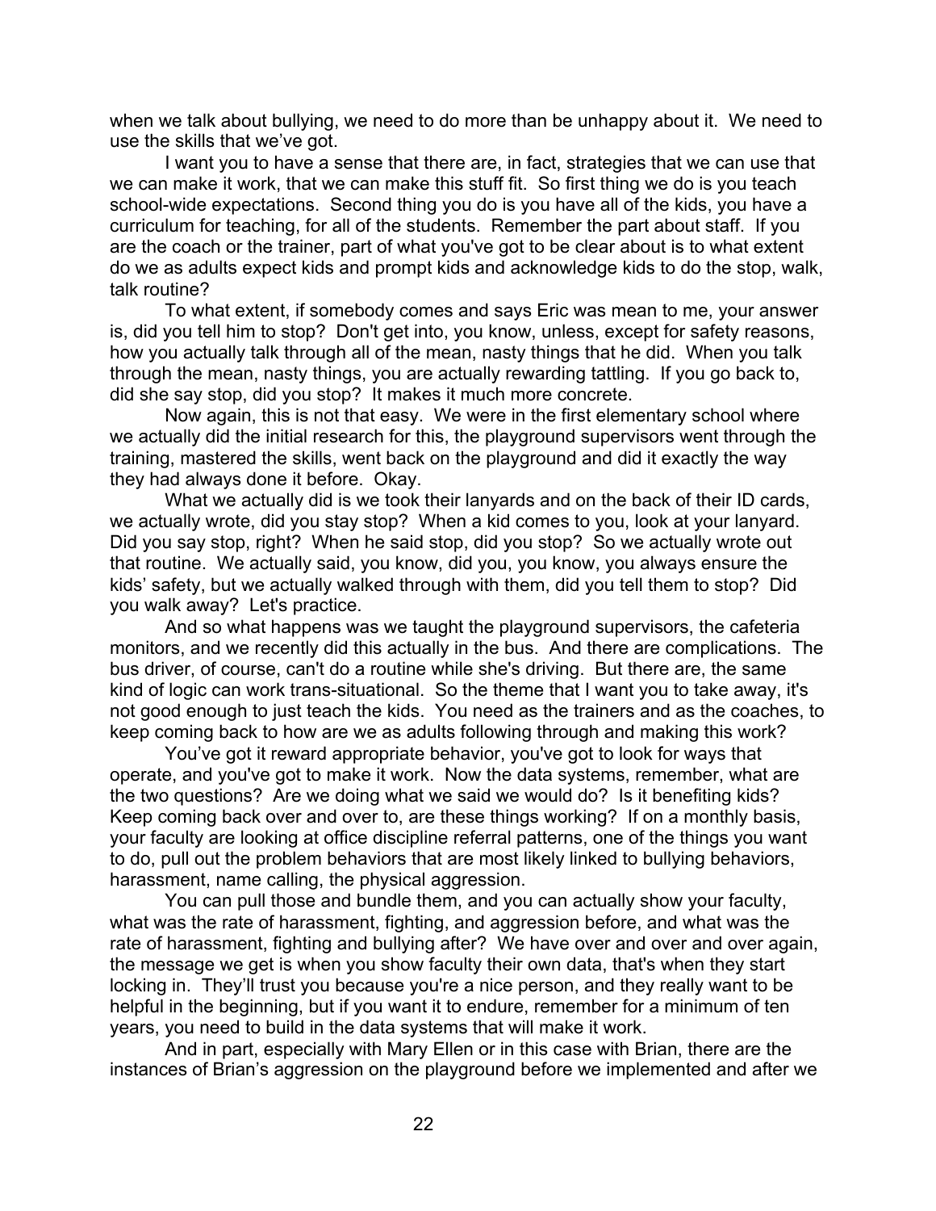when we talk about bullying, we need to do more than be unhappy about it. We need to use the skills that we've got.

I want you to have a sense that there are, in fact, strategies that we can use that we can make it work, that we can make this stuff fit. So first thing we do is you teach school-wide expectations. Second thing you do is you have all of the kids, you have a curriculum for teaching, for all of the students. Remember the part about staff. If you are the coach or the trainer, part of what you've got to be clear about is to what extent do we as adults expect kids and prompt kids and acknowledge kids to do the stop, walk, talk routine?

To what extent, if somebody comes and says Eric was mean to me, your answer is, did you tell him to stop? Don't get into, you know, unless, except for safety reasons, how you actually talk through all of the mean, nasty things that he did. When you talk through the mean, nasty things, you are actually rewarding tattling. If you go back to, did she say stop, did you stop? It makes it much more concrete.

Now again, this is not that easy. We were in the first elementary school where we actually did the initial research for this, the playground supervisors went through the training, mastered the skills, went back on the playground and did it exactly the way they had always done it before. Okay.

What we actually did is we took their lanyards and on the back of their ID cards, we actually wrote, did you stay stop? When a kid comes to you, look at your lanyard. Did you say stop, right? When he said stop, did you stop? So we actually wrote out that routine. We actually said, you know, did you, you know, you always ensure the kids' safety, but we actually walked through with them, did you tell them to stop? Did you walk away? Let's practice.

And so what happens was we taught the playground supervisors, the cafeteria monitors, and we recently did this actually in the bus. And there are complications. The bus driver, of course, can't do a routine while she's driving. But there are, the same kind of logic can work trans-situational. So the theme that I want you to take away, it's not good enough to just teach the kids. You need as the trainers and as the coaches, to keep coming back to how are we as adults following through and making this work?

You've got it reward appropriate behavior, you've got to look for ways that operate, and you've got to make it work. Now the data systems, remember, what are the two questions? Are we doing what we said we would do? Is it benefiting kids? Keep coming back over and over to, are these things working? If on a monthly basis, your faculty are looking at office discipline referral patterns, one of the things you want to do, pull out the problem behaviors that are most likely linked to bullying behaviors, harassment, name calling, the physical aggression.

You can pull those and bundle them, and you can actually show your faculty, what was the rate of harassment, fighting, and aggression before, and what was the rate of harassment, fighting and bullying after? We have over and over and over again, the message we get is when you show faculty their own data, that's when they start locking in. They'll trust you because you're a nice person, and they really want to be helpful in the beginning, but if you want it to endure, remember for a minimum of ten years, you need to build in the data systems that will make it work.

And in part, especially with Mary Ellen or in this case with Brian, there are the instances of Brian's aggression on the playground before we implemented and after we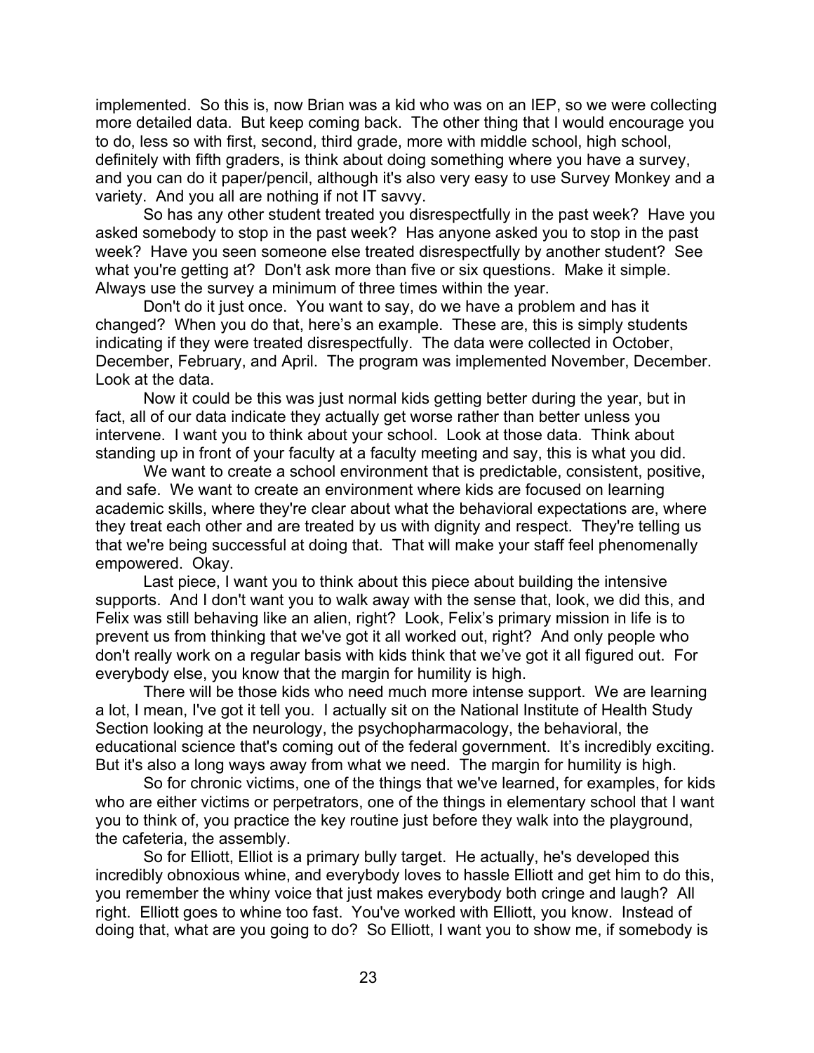implemented. So this is, now Brian was a kid who was on an IEP, so we were collecting more detailed data. But keep coming back. The other thing that I would encourage you to do, less so with first, second, third grade, more with middle school, high school, definitely with fifth graders, is think about doing something where you have a survey, and you can do it paper/pencil, although it's also very easy to use Survey Monkey and a variety. And you all are nothing if not IT savvy.

So has any other student treated you disrespectfully in the past week? Have you asked somebody to stop in the past week? Has anyone asked you to stop in the past week? Have you seen someone else treated disrespectfully by another student? See what you're getting at? Don't ask more than five or six questions. Make it simple. Always use the survey a minimum of three times within the year.

Don't do it just once. You want to say, do we have a problem and has it changed? When you do that, here's an example. These are, this is simply students indicating if they were treated disrespectfully. The data were collected in October, December, February, and April. The program was implemented November, December. Look at the data.

Now it could be this was just normal kids getting better during the year, but in fact, all of our data indicate they actually get worse rather than better unless you intervene. I want you to think about your school. Look at those data. Think about standing up in front of your faculty at a faculty meeting and say, this is what you did.

We want to create a school environment that is predictable, consistent, positive, and safe. We want to create an environment where kids are focused on learning academic skills, where they're clear about what the behavioral expectations are, where they treat each other and are treated by us with dignity and respect. They're telling us that we're being successful at doing that. That will make your staff feel phenomenally empowered. Okay.

Last piece, I want you to think about this piece about building the intensive supports. And I don't want you to walk away with the sense that, look, we did this, and Felix was still behaving like an alien, right? Look, Felix's primary mission in life is to prevent us from thinking that we've got it all worked out, right? And only people who don't really work on a regular basis with kids think that we've got it all figured out. For everybody else, you know that the margin for humility is high.

There will be those kids who need much more intense support. We are learning a lot, I mean, I've got it tell you. I actually sit on the National Institute of Health Study Section looking at the neurology, the psychopharmacology, the behavioral, the educational science that's coming out of the federal government. It's incredibly exciting. But it's also a long ways away from what we need. The margin for humility is high.

So for chronic victims, one of the things that we've learned, for examples, for kids who are either victims or perpetrators, one of the things in elementary school that I want you to think of, you practice the key routine just before they walk into the playground, the cafeteria, the assembly.

So for Elliott, Elliot is a primary bully target. He actually, he's developed this incredibly obnoxious whine, and everybody loves to hassle Elliott and get him to do this, you remember the whiny voice that just makes everybody both cringe and laugh? All right. Elliott goes to whine too fast. You've worked with Elliott, you know. Instead of doing that, what are you going to do? So Elliott, I want you to show me, if somebody is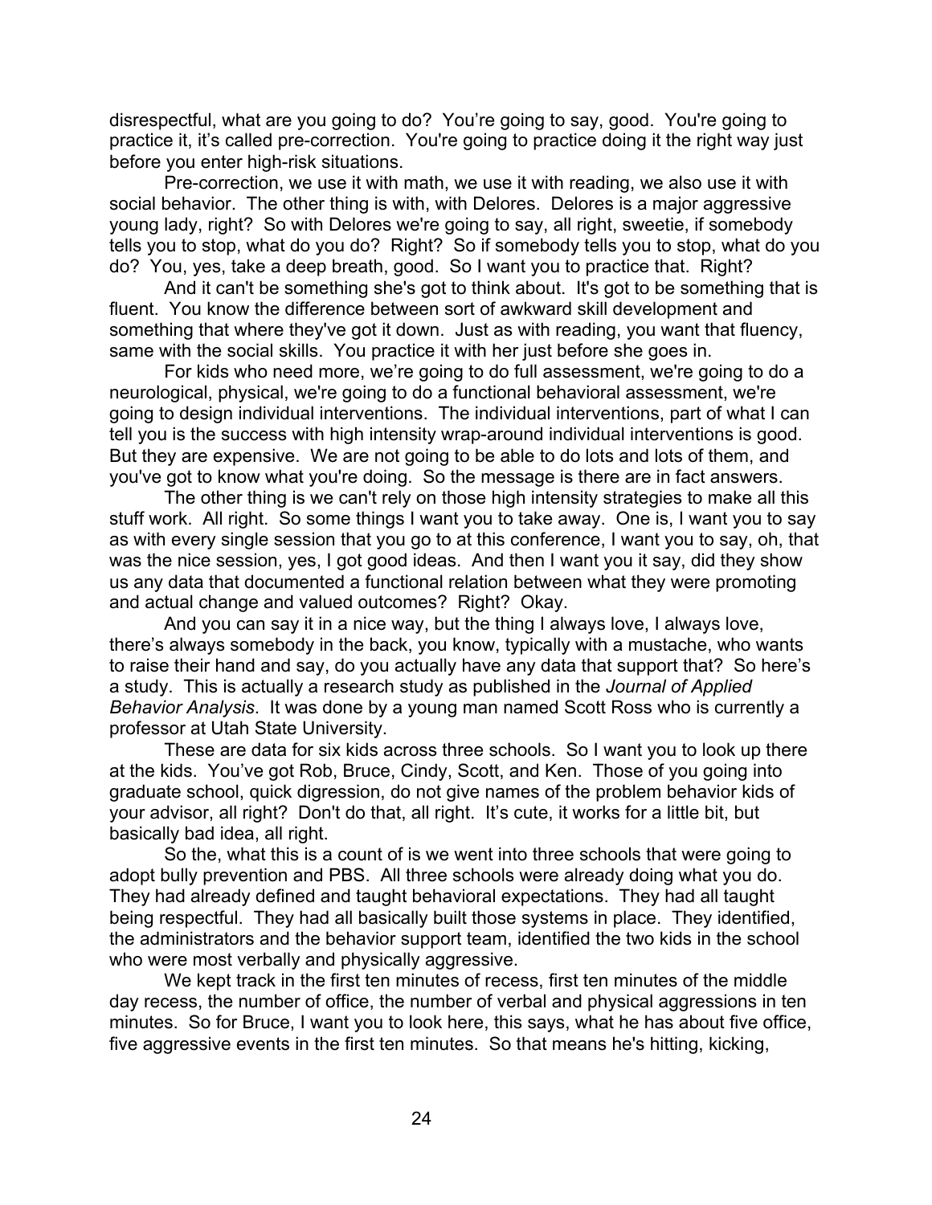disrespectful, what are you going to do? You’re going to say, good. You're going to practice it, it’s called pre-correction. You're going to practice doing it the right way just before you enter high-risk situations.

Pre-correction, we use it with math, we use it with reading, we also use it with social behavior. The other thing is with, with Delores. Delores is a major aggressive young lady, right? So with Delores we're going to say, all right, sweetie, if somebody tells you to stop, what do you do? Right? So if somebody tells you to stop, what do you do? You, yes, take a deep breath, good. So I want you to practice that. Right?

And it can't be something she's got to think about. It's got to be something that is fluent. You know the difference between sort of awkward skill development and something that where they've got it down. Just as with reading, you want that fluency, same with the social skills. You practice it with her just before she goes in.

For kids who need more, we’re going to do full assessment, we're going to do a neurological, physical, we're going to do a functional behavioral assessment, we're going to design individual interventions. The individual interventions, part of what I can tell you is the success with high intensity wrap-around individual interventions is good. But they are expensive. We are not going to be able to do lots and lots of them, and you've got to know what you're doing. So the message is there are in fact answers.

The other thing is we can't rely on those high intensity strategies to make all this stuff work. All right. So some things I want you to take away. One is, I want you to say as with every single session that you go to at this conference, I want you to say, oh, that was the nice session, yes, I got good ideas. And then I want you it say, did they show us any data that documented a functional relation between what they were promoting and actual change and valued outcomes? Right? Okay.

And you can say it in a nice way, but the thing I always love, I always love, there’s always somebody in the back, you know, typically with a mustache, who wants to raise their hand and say, do you actually have any data that support that? So here’s a study. This is actually a research study as published in the *Journal of Applied Behavior Analysis*. It was done by a young man named Scott Ross who is currently a professor at Utah State University.

These are data for six kids across three schools. So I want you to look up there at the kids. You’ve got Rob, Bruce, Cindy, Scott, and Ken. Those of you going into graduate school, quick digression, do not give names of the problem behavior kids of your advisor, all right? Don't do that, all right. It’s cute, it works for a little bit, but basically bad idea, all right.

So the, what this is a count of is we went into three schools that were going to adopt bully prevention and PBS. All three schools were already doing what you do. They had already defined and taught behavioral expectations. They had all taught being respectful. They had all basically built those systems in place. They identified, the administrators and the behavior support team, identified the two kids in the school who were most verbally and physically aggressive.

We kept track in the first ten minutes of recess, first ten minutes of the middle day recess, the number of office, the number of verbal and physical aggressions in ten minutes. So for Bruce, I want you to look here, this says, what he has about five office, five aggressive events in the first ten minutes. So that means he's hitting, kicking,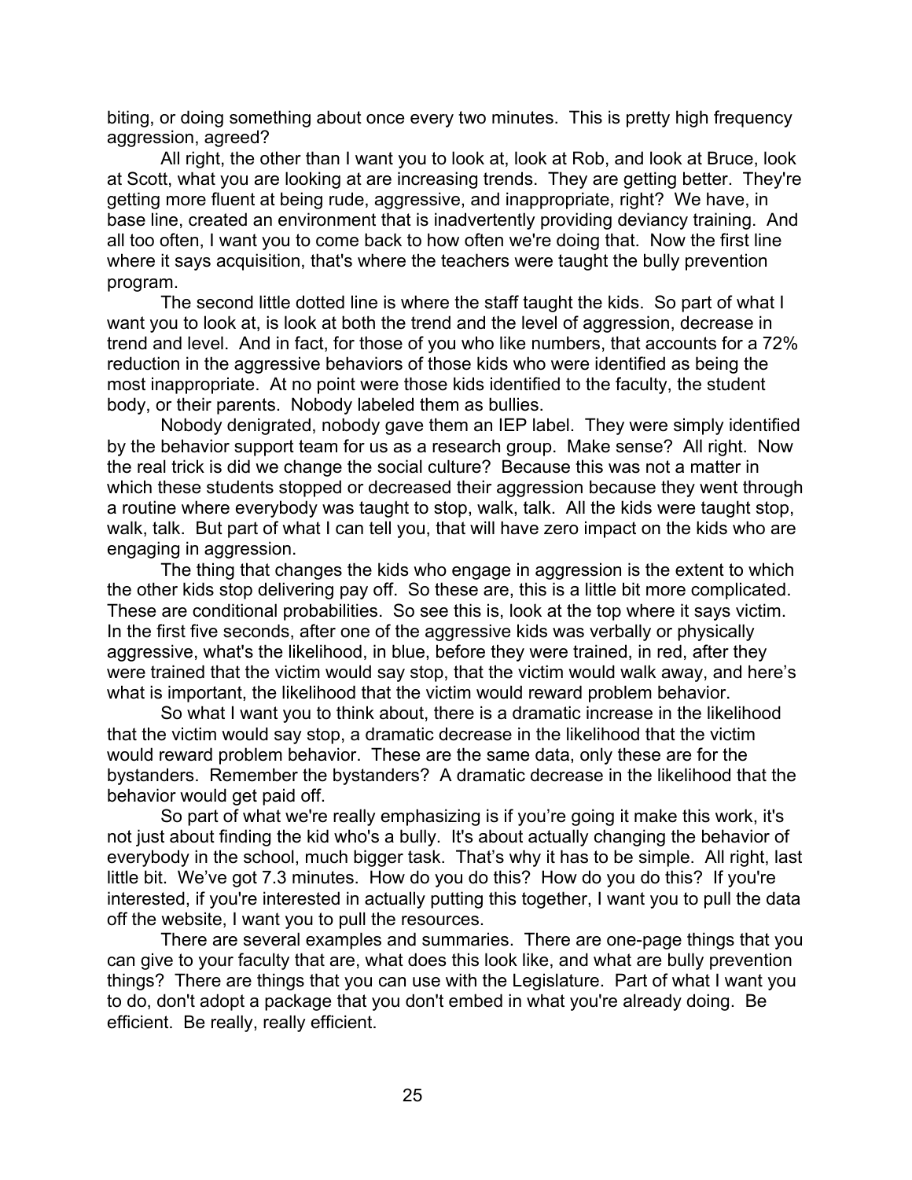biting, or doing something about once every two minutes. This is pretty high frequency aggression, agreed?

All right, the other than I want you to look at, look at Rob, and look at Bruce, look at Scott, what you are looking at are increasing trends. They are getting better. They're getting more fluent at being rude, aggressive, and inappropriate, right? We have, in base line, created an environment that is inadvertently providing deviancy training. And all too often, I want you to come back to how often we're doing that. Now the first line where it says acquisition, that's where the teachers were taught the bully prevention program.

The second little dotted line is where the staff taught the kids. So part of what I want you to look at, is look at both the trend and the level of aggression, decrease in trend and level. And in fact, for those of you who like numbers, that accounts for a 72% reduction in the aggressive behaviors of those kids who were identified as being the most inappropriate. At no point were those kids identified to the faculty, the student body, or their parents. Nobody labeled them as bullies.

Nobody denigrated, nobody gave them an IEP label. They were simply identified by the behavior support team for us as a research group. Make sense? All right. Now the real trick is did we change the social culture? Because this was not a matter in which these students stopped or decreased their aggression because they went through a routine where everybody was taught to stop, walk, talk. All the kids were taught stop, walk, talk. But part of what I can tell you, that will have zero impact on the kids who are engaging in aggression.

The thing that changes the kids who engage in aggression is the extent to which the other kids stop delivering pay off. So these are, this is a little bit more complicated. These are conditional probabilities. So see this is, look at the top where it says victim. In the first five seconds, after one of the aggressive kids was verbally or physically aggressive, what's the likelihood, in blue, before they were trained, in red, after they were trained that the victim would say stop, that the victim would walk away, and here's what is important, the likelihood that the victim would reward problem behavior.

So what I want you to think about, there is a dramatic increase in the likelihood that the victim would say stop, a dramatic decrease in the likelihood that the victim would reward problem behavior. These are the same data, only these are for the bystanders. Remember the bystanders? A dramatic decrease in the likelihood that the behavior would get paid off.

So part of what we're really emphasizing is if you're going it make this work, it's not just about finding the kid who's a bully. It's about actually changing the behavior of everybody in the school, much bigger task. That's why it has to be simple. All right, last little bit. We've got 7.3 minutes. How do you do this? How do you do this? If you're interested, if you're interested in actually putting this together, I want you to pull the data off the website, I want you to pull the resources.

There are several examples and summaries. There are one-page things that you can give to your faculty that are, what does this look like, and what are bully prevention things? There are things that you can use with the Legislature. Part of what I want you to do, don't adopt a package that you don't embed in what you're already doing. Be efficient. Be really, really efficient.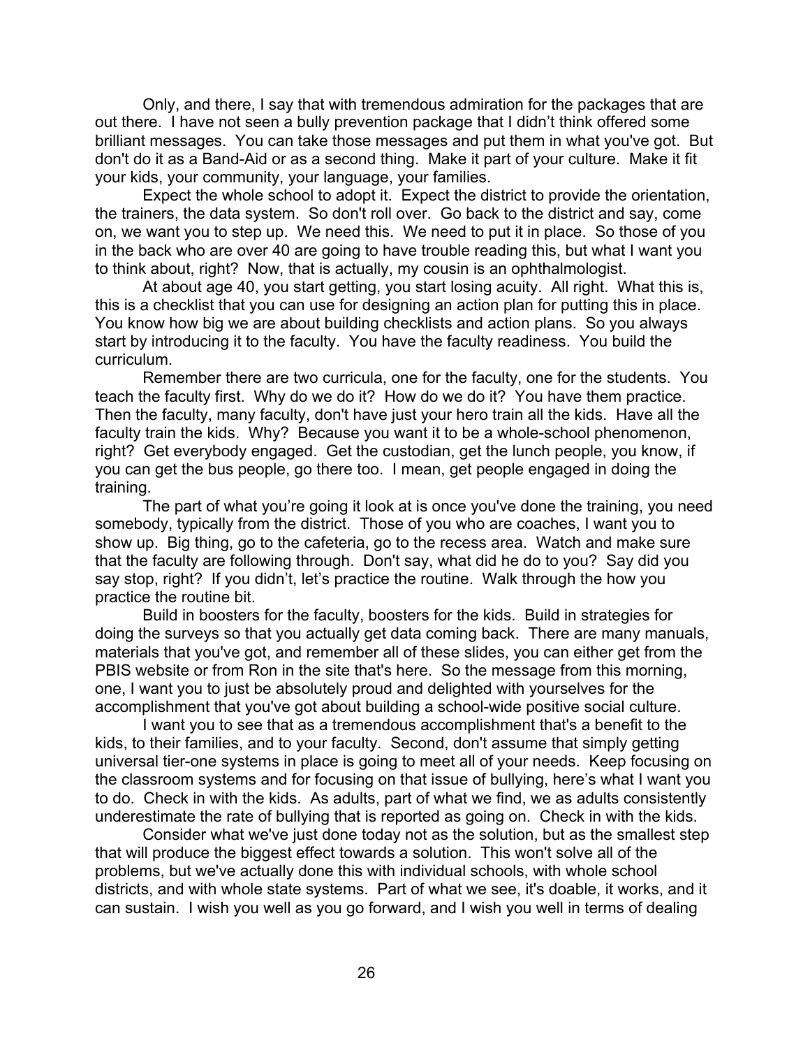Only, and there, I say that with tremendous admiration for the packages that are out there. I have not seen a bully prevention package that I didn't think offered some brilliant messages. You can take those messages and put them in what you've got. But don't do it as a Band-Aid or as a second thing. Make it part of your culture. Make it fit your kids, your community, your language, your families.

Expect the whole school to adopt it. Expect the district to provide the orientation, the trainers, the data system. So don't roll over. Go back to the district and say, come on, we want you to step up. We need this. We need to put it in place. So those of you in the back who are over 40 are going to have trouble reading this, but what I want you to think about, right? Now, that is actually, my cousin is an ophthalmologist.

At about age 40, you start getting, you start losing acuity. All right. What this is, this is a checklist that you can use for designing an action plan for putting this in place. You know how big we are about building checklists and action plans. So you always start by introducing it to the faculty. You have the faculty readiness. You build the curriculum.

Remember there are two curricula, one for the faculty, one for the students. You teach the faculty first. Why do we do it? How do we do it? You have them practice. Then the faculty, many faculty, don't have just your hero train all the kids. Have all the faculty train the kids. Why? Because you want it to be a whole-school phenomenon, right? Get everybody engaged. Get the custodian, get the lunch people, you know, if you can get the bus people, go there too. I mean, get people engaged in doing the training.

The part of what you're going it look at is once you've done the training, you need somebody, typically from the district. Those of you who are coaches, I want you to show up. Big thing, go to the cafeteria, go to the recess area. Watch and make sure that the faculty are following through. Don't say, what did he do to you? Say did you say stop, right? If you didn't, let's practice the routine. Walk through the how you practice the routine bit.

Build in boosters for the faculty, boosters for the kids. Build in strategies for doing the surveys so that you actually get data coming back. There are many manuals, materials that you've got, and remember all of these slides, you can either get from the PBIS website or from Ron in the site that's here. So the message from this morning, one, I want you to just be absolutely proud and delighted with yourselves for the accomplishment that you've got about building a school-wide positive social culture.

I want you to see that as a tremendous accomplishment that's a benefit to the kids, to their families, and to your faculty. Second, don't assume that simply getting universal tier-one systems in place is going to meet all of your needs. Keep focusing on the classroom systems and for focusing on that issue of bullying, here's what I want you to do. Check in with the kids. As adults, part of what we find, we as adults consistently underestimate the rate of bullying that is reported as going on. Check in with the kids.

Consider what we've just done today not as the solution, but as the smallest step that will produce the biggest effect towards a solution. This won't solve all of the problems, but we've actually done this with individual schools, with whole school districts, and with whole state systems. Part of what we see, it's doable, it works, and it can sustain. I wish you well as you go forward, and I wish you well in terms of dealing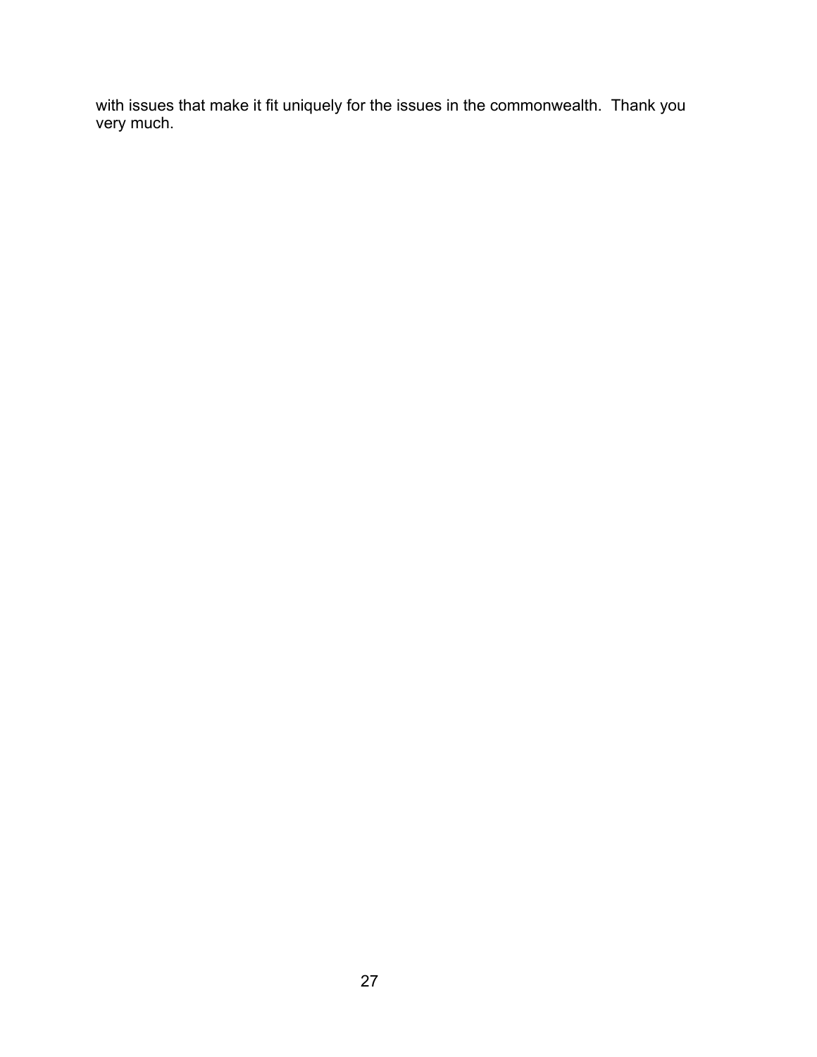with issues that make it fit uniquely for the issues in the commonwealth. Thank you very much.